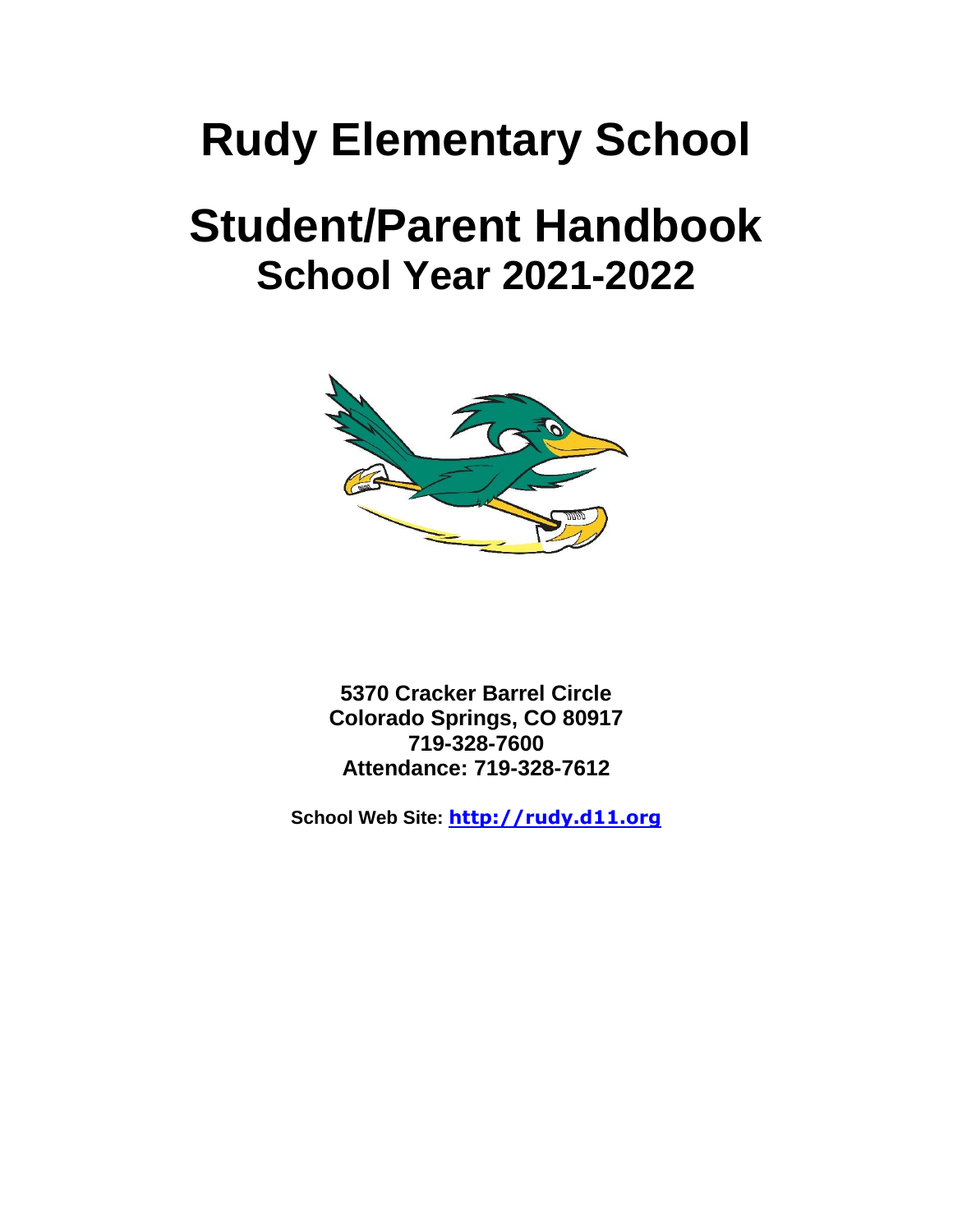# Rudy Elementary School

# Student/Parent Handbook

## School Year 2021-2022

**5370 Cracker Barrel Circle**
**Colorado Springs, CO 80917**
**719-328-7600**
**Attendance: 719-328-7612**

**School Web Site: http://rudy.d11.org**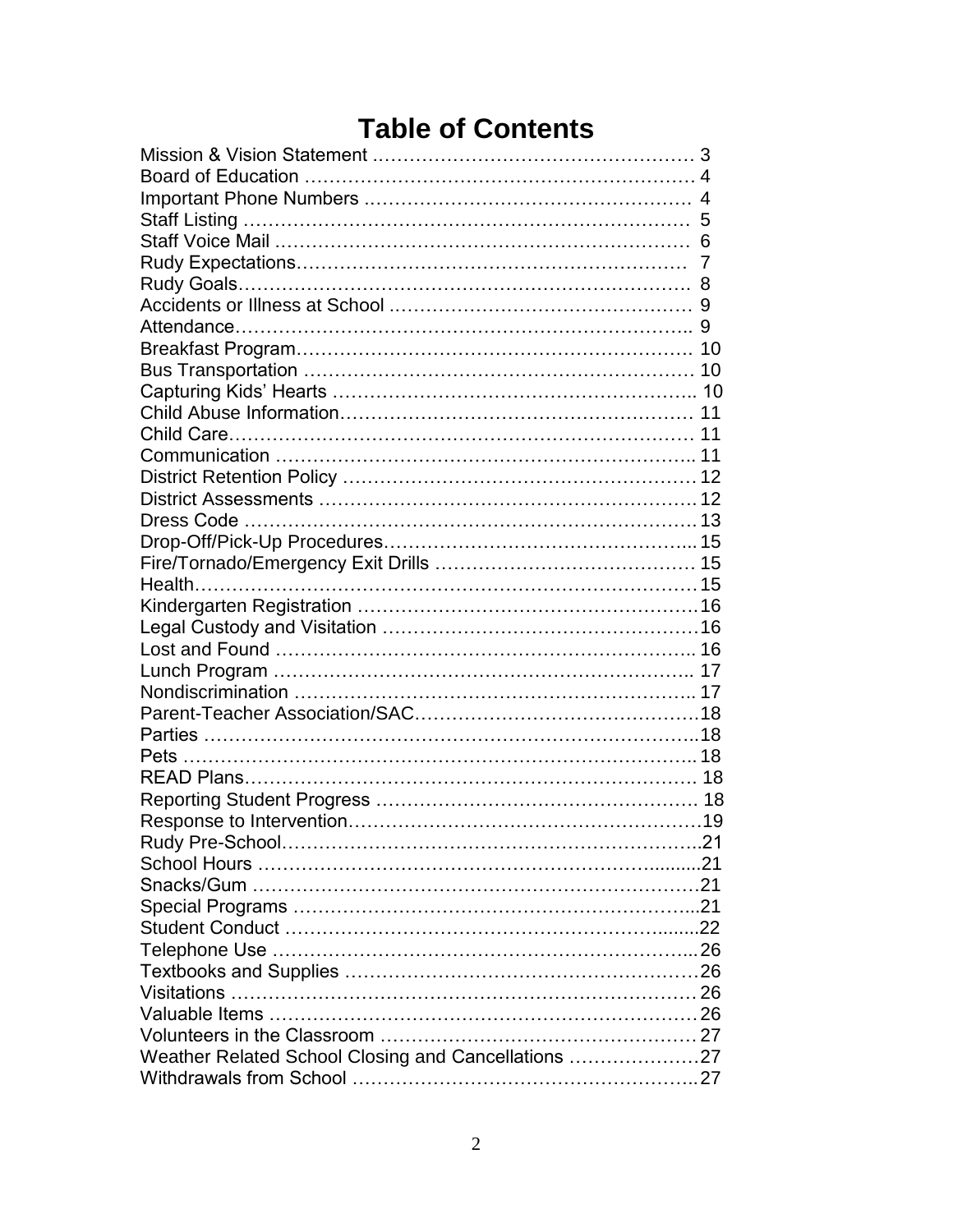# Table of Contents

| Section | Page |
|---|---|
| Mission & Vision Statement | 3 |
| Board of Education | 4 |
| Important Phone Numbers | 4 |
| Staff Listing | 5 |
| Staff Voice Mail | 6 |
| Rudy Expectations | 7 |
| Rudy Goals | 8 |
| Accidents or Illness at School | 9 |
| Attendance | 9 |
| Breakfast Program | 10 |
| Bus Transportation | 10 |
| Capturing Kids' Hearts | 10 |
| Child Abuse Information | 11 |
| Child Care | 11 |
| Communication | 11 |
| District Retention Policy | 12 |
| District Assessments | 12 |
| Dress Code | 13 |
| Drop-Off/Pick-Up Procedures | 15 |
| Fire/Tornado/Emergency Exit Drills | 15 |
| Health | 15 |
| Kindergarten Registration | 16 |
| Legal Custody and Visitation | 16 |
| Lost and Found | 16 |
| Lunch Program | 17 |
| Nondiscrimination | 17 |
| Parent-Teacher Association/SAC | 18 |
| Parties | 18 |
| Pets | 18 |
| READ Plans | 18 |
| Reporting Student Progress | 18 |
| Response to Intervention | 19 |
| Rudy Pre-School | 21 |
| School Hours | 21 |
| Snacks/Gum | 21 |
| Special Programs | 21 |
| Student Conduct | 22 |
| Telephone Use | 26 |
| Textbooks and Supplies | 26 |
| Visitations | 26 |
| Valuable Items | 26 |
| Volunteers in the Classroom | 27 |
| Weather Related School Closing and Cancellations | 27 |
| Withdrawals from School | 27 |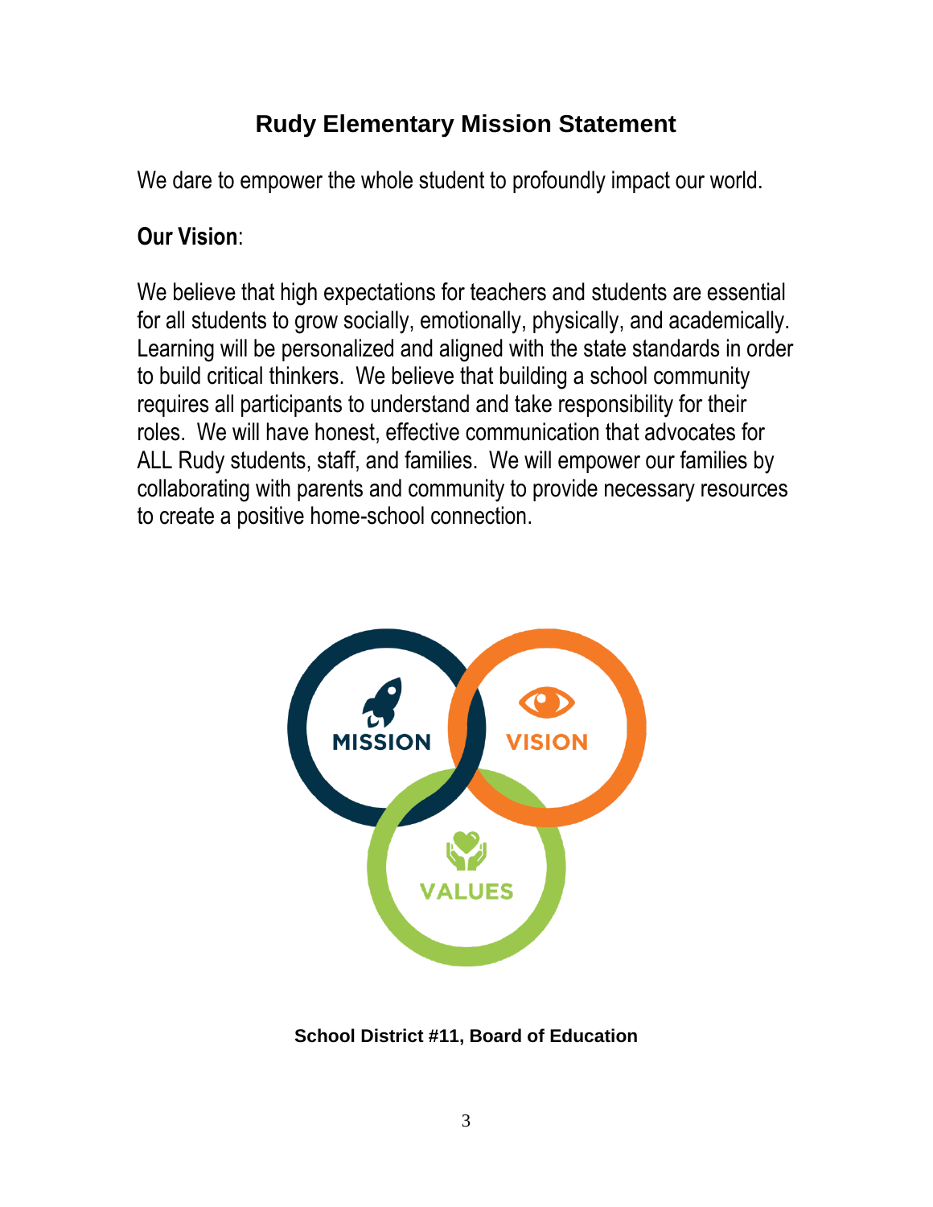# Rudy Elementary Mission Statement

We dare to empower the whole student to profoundly impact our world.

**Our Vision**:

We believe that high expectations for teachers and students are essential for all students to grow socially, emotionally, physically, and academically. Learning will be personalized and aligned with the state standards in order to build critical thinkers. We believe that building a school community requires all participants to understand and take responsibility for their roles. We will have honest, effective communication that advocates for ALL Rudy students, staff, and families. We will empower our families by collaborating with parents and community to provide necessary resources to create a positive home-school connection.

MISSION

VISION

VALUES

**School District #11, Board of Education**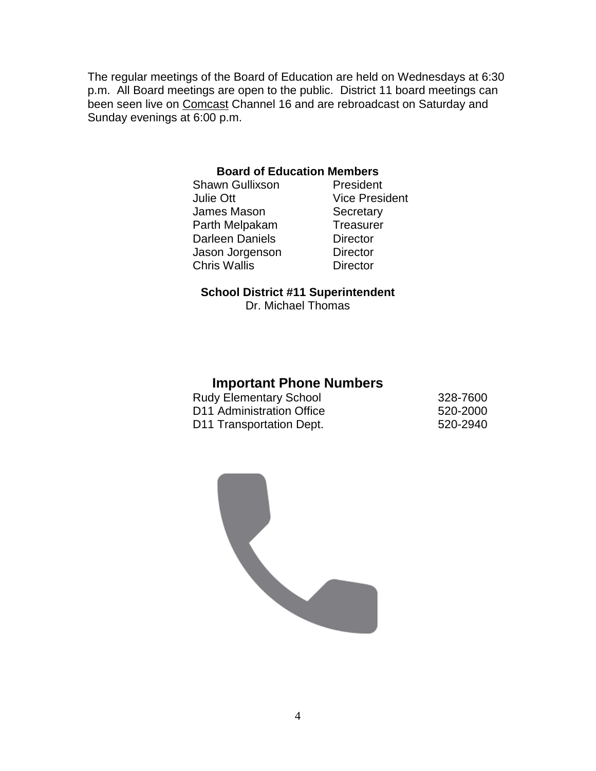The regular meetings of the Board of Education are held on Wednesdays at 6:30 p.m. All Board meetings are open to the public. District 11 board meetings can been seen live on Comcast Channel 16 and are rebroadcast on Saturday and Sunday evenings at 6:00 p.m.

### Board of Education Members

| | |
|---|---|
| Shawn Gullixson | President |
| Julie Ott | Vice President |
| James Mason | Secretary |
| Parth Melpakam | Treasurer |
| Darleen Daniels | Director |
| Jason Jorgenson | Director |
| Chris Wallis | Director |

### School District #11 Superintendent

Dr. Michael Thomas

## Important Phone Numbers

| | |
|---|---|
| Rudy Elementary School | 328-7600 |
| D11 Administration Office | 520-2000 |
| D11 Transportation Dept. | 520-2940 |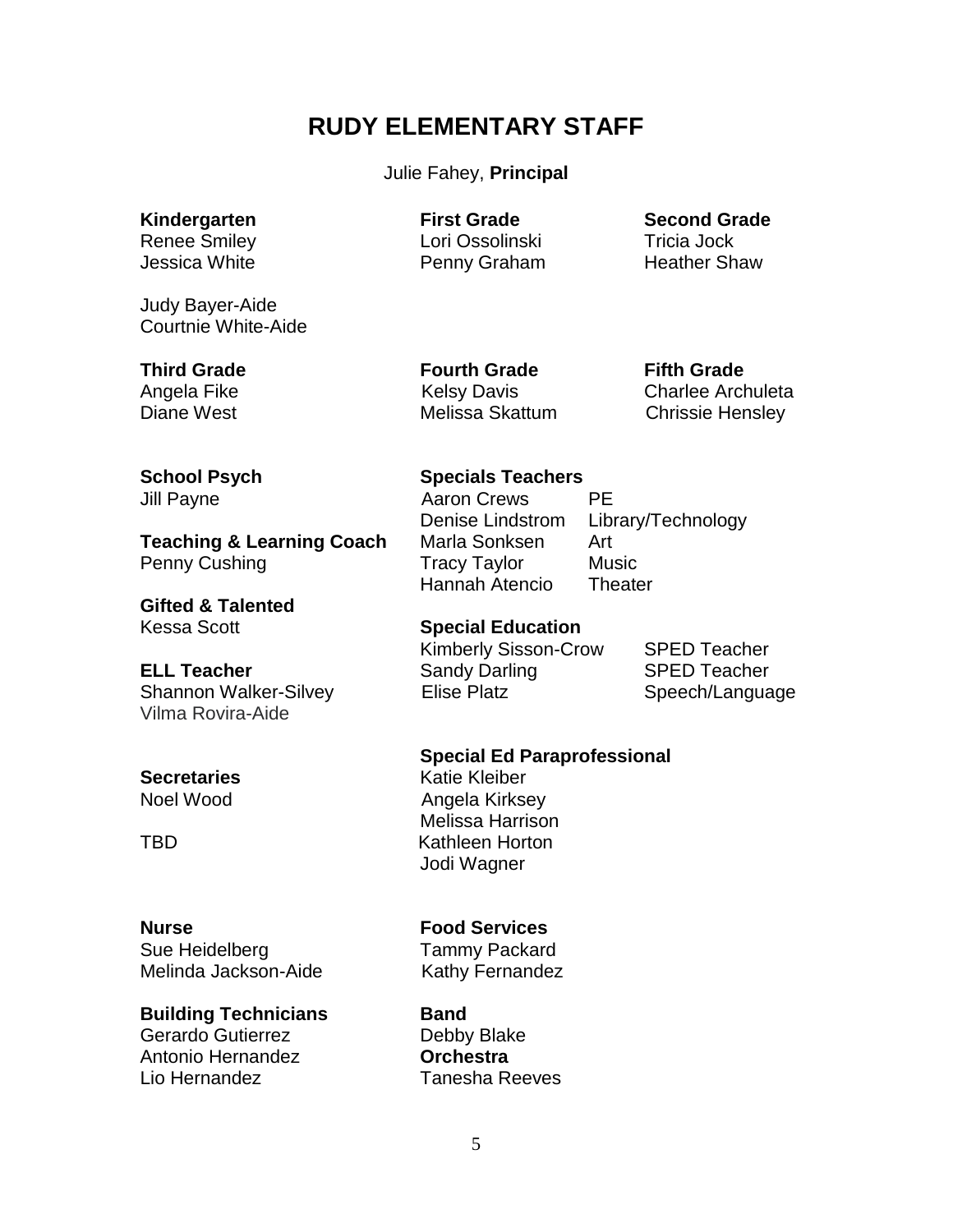# RUDY ELEMENTARY STAFF

Julie Fahey, **Principal**

**Kindergarten**
Renee Smiley
Jessica White

Judy Bayer-Aide
Courtnie White-Aide

**First Grade**
Lori Ossolinski
Penny Graham

**Second Grade**
Tricia Jock
Heather Shaw

**Third Grade**
Angela Fike
Diane West

**Fourth Grade**
Kelsy Davis
Melissa Skattum

**Fifth Grade**
Charlee Archuleta
Chrissie Hensley

**School Psych**
Jill Payne

**Teaching & Learning Coach**
Penny Cushing

**Gifted & Talented**
Kessa Scott

**ELL Teacher**
Shannon Walker-Silvey
Vilma Rovira-Aide

**Secretaries**
Noel Wood

TBD

**Specials Teachers**

| | |
|---|---|
| Aaron Crews | PE |
| Denise Lindstrom | Library/Technology |
| Marla Sonksen | Art |
| Tracy Taylor | Music |
| Hannah Atencio | Theater |

**Special Education**

| | |
|---|---|
| Kimberly Sisson-Crow | SPED Teacher |
| Sandy Darling | SPED Teacher |
| Elise Platz | Speech/Language |

**Special Ed Paraprofessional**
Katie Kleiber
Angela Kirksey
Melissa Harrison
Kathleen Horton
Jodi Wagner

**Nurse**
Sue Heidelberg
Melinda Jackson-Aide

**Food Services**
Tammy Packard
Kathy Fernandez

**Building Technicians**
Gerardo Gutierrez
Antonio Hernandez
Lio Hernandez

**Band**
Debby Blake

**Orchestra**
Tanesha Reeves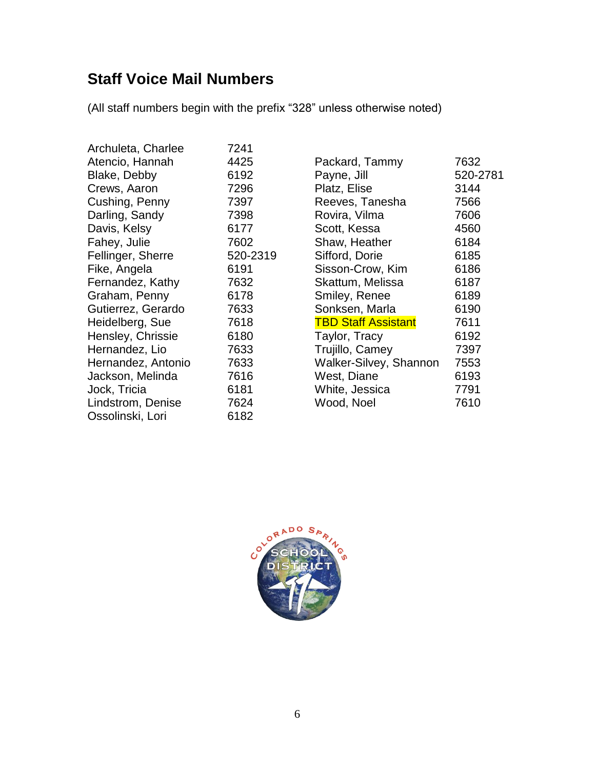## Staff Voice Mail Numbers

(All staff numbers begin with the prefix "328" unless otherwise noted)

| Name | Number |
|---|---|
| Archuleta, Charlee | 7241 |
| Atencio, Hannah | 4425 |
| Blake, Debby | 6192 |
| Crews, Aaron | 7296 |
| Cushing, Penny | 7397 |
| Darling, Sandy | 7398 |
| Davis, Kelsy | 6177 |
| Fahey, Julie | 7602 |
| Fellinger, Sherre | 520-2319 |
| Fike, Angela | 6191 |
| Fernandez, Kathy | 7632 |
| Graham, Penny | 6178 |
| Gutierrez, Gerardo | 7633 |
| Heidelberg, Sue | 7618 |
| Hensley, Chrissie | 6180 |
| Hernandez, Lio | 7633 |
| Hernandez, Antonio | 7633 |
| Jackson, Melinda | 7616 |
| Jock, Tricia | 6181 |
| Lindstrom, Denise | 7624 |
| Ossolinski, Lori | 6182 |
| Packard, Tammy | 7632 |
| Payne, Jill | 520-2781 |
| Platz, Elise | 3144 |
| Reeves, Tanesha | 7566 |
| Rovira, Vilma | 7606 |
| Scott, Kessa | 4560 |
| Shaw, Heather | 6184 |
| Sifford, Dorie | 6185 |
| Sisson-Crow, Kim | 6186 |
| Skattum, Melissa | 6187 |
| Smiley, Renee | 6189 |
| Sonksen, Marla | 6190 |
| TBD Staff Assistant | 7611 |
| Taylor, Tracy | 6192 |
| Trujillo, Camey | 7397 |
| Walker-Silvey, Shannon | 7553 |
| West, Diane | 6193 |
| White, Jessica | 7791 |
| Wood, Noel | 7610 |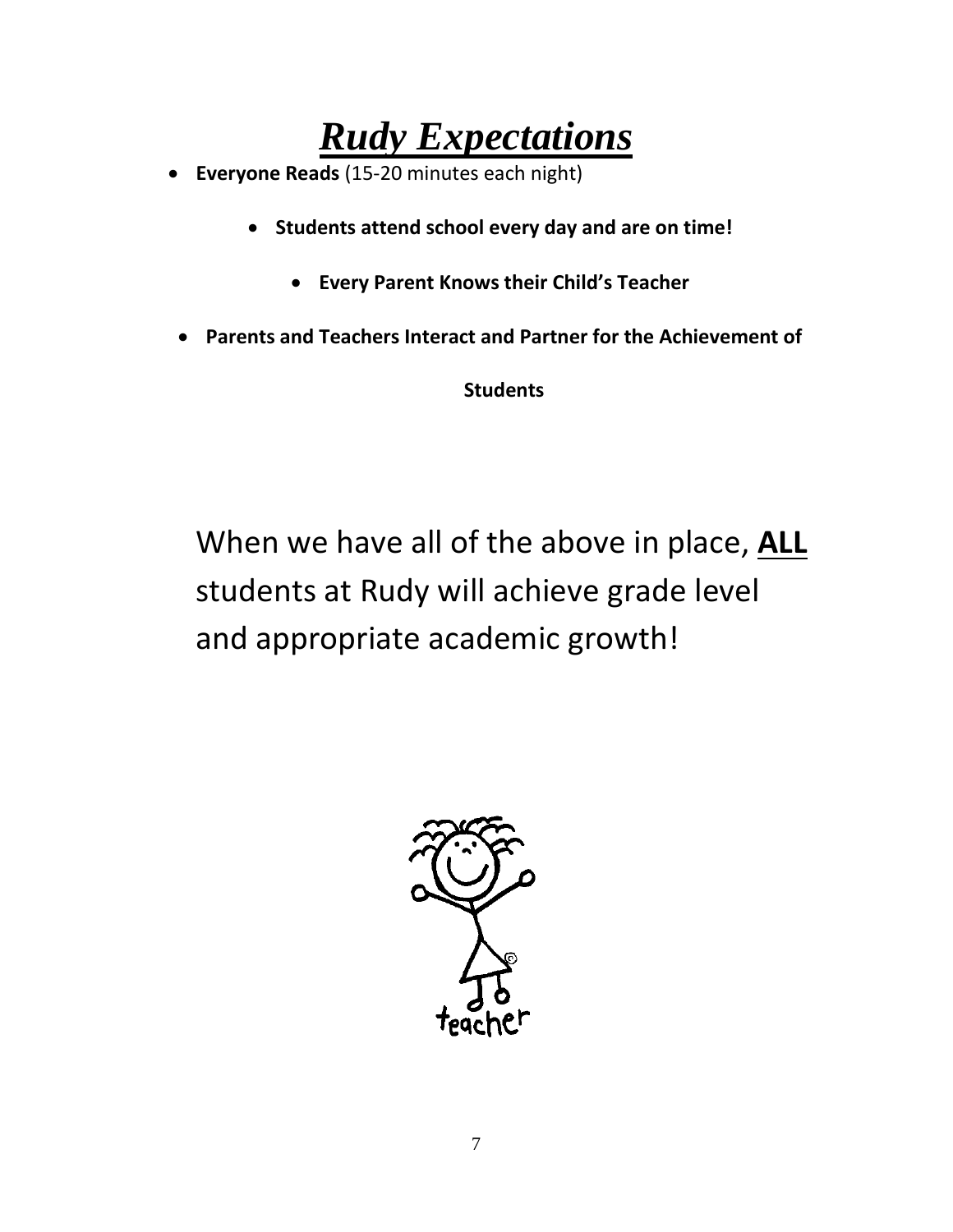# ***Rudy Expectations***

- **Everyone Reads** (15-20 minutes each night)
- **Students attend school every day and are on time!**
- **Every Parent Knows their Child's Teacher**
- **Parents and Teachers Interact and Partner for the Achievement of Students**

When we have all of the above in place, **ALL** students at Rudy will achieve grade level and appropriate academic growth!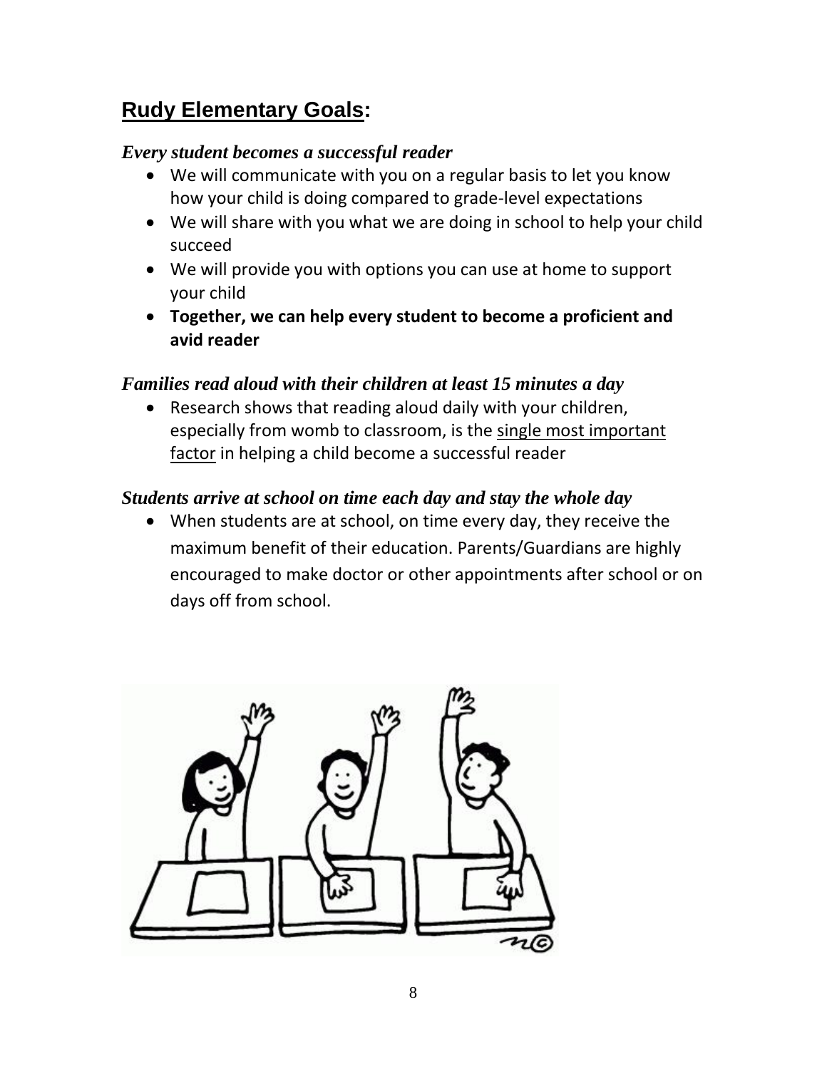## <u>Rudy Elementary Goals</u>:

### *Every student becomes a successful reader*

- We will communicate with you on a regular basis to let you know how your child is doing compared to grade-level expectations
- We will share with you what we are doing in school to help your child succeed
- We will provide you with options you can use at home to support your child
- **Together, we can help every student to become a proficient and avid reader**

### *Families read aloud with their children at least 15 minutes a day*

- Research shows that reading aloud daily with your children, especially from womb to classroom, is the <u>single most important factor</u> in helping a child become a successful reader

### *Students arrive at school on time each day and stay the whole day*

- When students are at school, on time every day, they receive the maximum benefit of their education. Parents/Guardians are highly encouraged to make doctor or other appointments after school or on days off from school.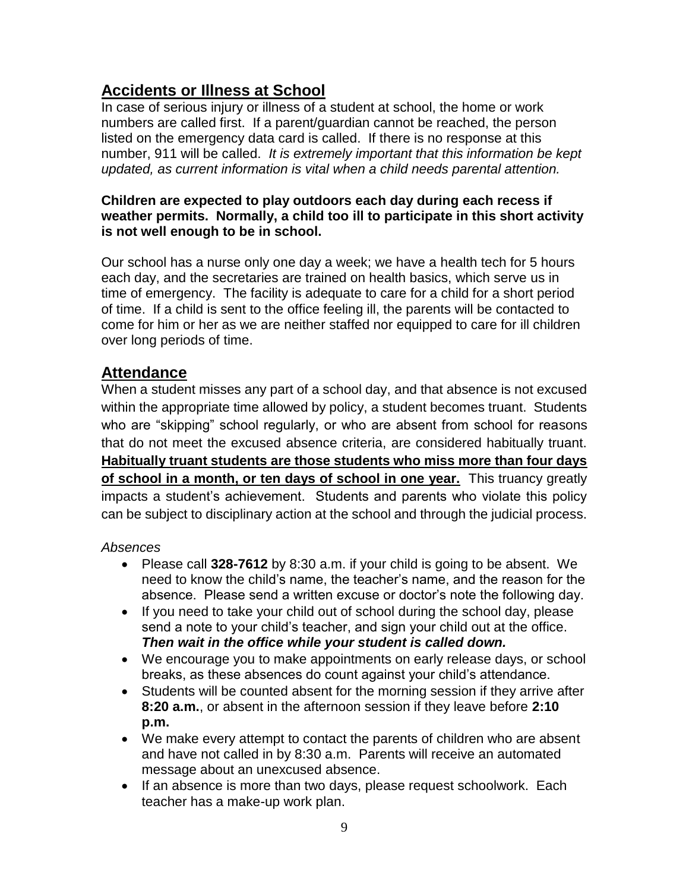## Accidents or Illness at School

In case of serious injury or illness of a student at school, the home or work numbers are called first. If a parent/guardian cannot be reached, the person listed on the emergency data card is called. If there is no response at this number, 911 will be called. *It is extremely important that this information be kept updated, as current information is vital when a child needs parental attention.*

**Children are expected to play outdoors each day during each recess if weather permits. Normally, a child too ill to participate in this short activity is not well enough to be in school.**

Our school has a nurse only one day a week; we have a health tech for 5 hours each day, and the secretaries are trained on health basics, which serve us in time of emergency. The facility is adequate to care for a child for a short period of time. If a child is sent to the office feeling ill, the parents will be contacted to come for him or her as we are neither staffed nor equipped to care for ill children over long periods of time.

## Attendance

When a student misses any part of a school day, and that absence is not excused within the appropriate time allowed by policy, a student becomes truant. Students who are "skipping" school regularly, or who are absent from school for reasons that do not meet the excused absence criteria, are considered habitually truant. **Habitually truant students are those students who miss more than four days of school in a month, or ten days of school in one year.** This truancy greatly impacts a student's achievement. Students and parents who violate this policy can be subject to disciplinary action at the school and through the judicial process.

*Absences*

- Please call **328-7612** by 8:30 a.m. if your child is going to be absent. We need to know the child's name, the teacher's name, and the reason for the absence. Please send a written excuse or doctor's note the following day.
- If you need to take your child out of school during the school day, please send a note to your child's teacher, and sign your child out at the office. ***Then wait in the office while your student is called down.***
- We encourage you to make appointments on early release days, or school breaks, as these absences do count against your child's attendance.
- Students will be counted absent for the morning session if they arrive after **8:20 a.m.**, or absent in the afternoon session if they leave before **2:10 p.m.**
- We make every attempt to contact the parents of children who are absent and have not called in by 8:30 a.m. Parents will receive an automated message about an unexcused absence.
- If an absence is more than two days, please request schoolwork. Each teacher has a make-up work plan.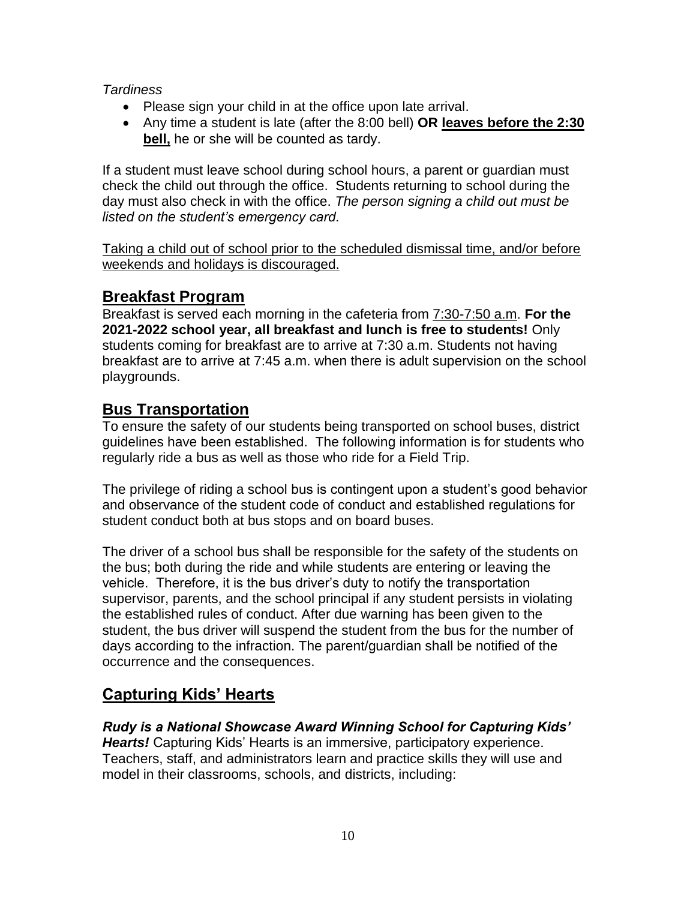*Tardiness*

- Please sign your child in at the office upon late arrival.
- Any time a student is late (after the 8:00 bell) **OR <u>leaves before the 2:30 bell,</u>** he or she will be counted as tardy.

If a student must leave school during school hours, a parent or guardian must check the child out through the office. Students returning to school during the day must also check in with the office. *The person signing a child out must be listed on the student's emergency card.*

<u>Taking a child out of school prior to the scheduled dismissal time, and/or before weekends and holidays is discouraged.</u>

## Breakfast Program

Breakfast is served each morning in the cafeteria from <u>7:30-7:50 a.m</u>. **For the 2021-2022 school year, all breakfast and lunch is free to students!** Only students coming for breakfast are to arrive at 7:30 a.m. Students not having breakfast are to arrive at 7:45 a.m. when there is adult supervision on the school playgrounds.

## Bus Transportation

To ensure the safety of our students being transported on school buses, district guidelines have been established. The following information is for students who regularly ride a bus as well as those who ride for a Field Trip.

The privilege of riding a school bus is contingent upon a student's good behavior and observance of the student code of conduct and established regulations for student conduct both at bus stops and on board buses.

The driver of a school bus shall be responsible for the safety of the students on the bus; both during the ride and while students are entering or leaving the vehicle. Therefore, it is the bus driver's duty to notify the transportation supervisor, parents, and the school principal if any student persists in violating the established rules of conduct. After due warning has been given to the student, the bus driver will suspend the student from the bus for the number of days according to the infraction. The parent/guardian shall be notified of the occurrence and the consequences.

## Capturing Kids' Hearts

***Rudy is a National Showcase Award Winning School for Capturing Kids' Hearts!*** Capturing Kids' Hearts is an immersive, participatory experience. Teachers, staff, and administrators learn and practice skills they will use and model in their classrooms, schools, and districts, including: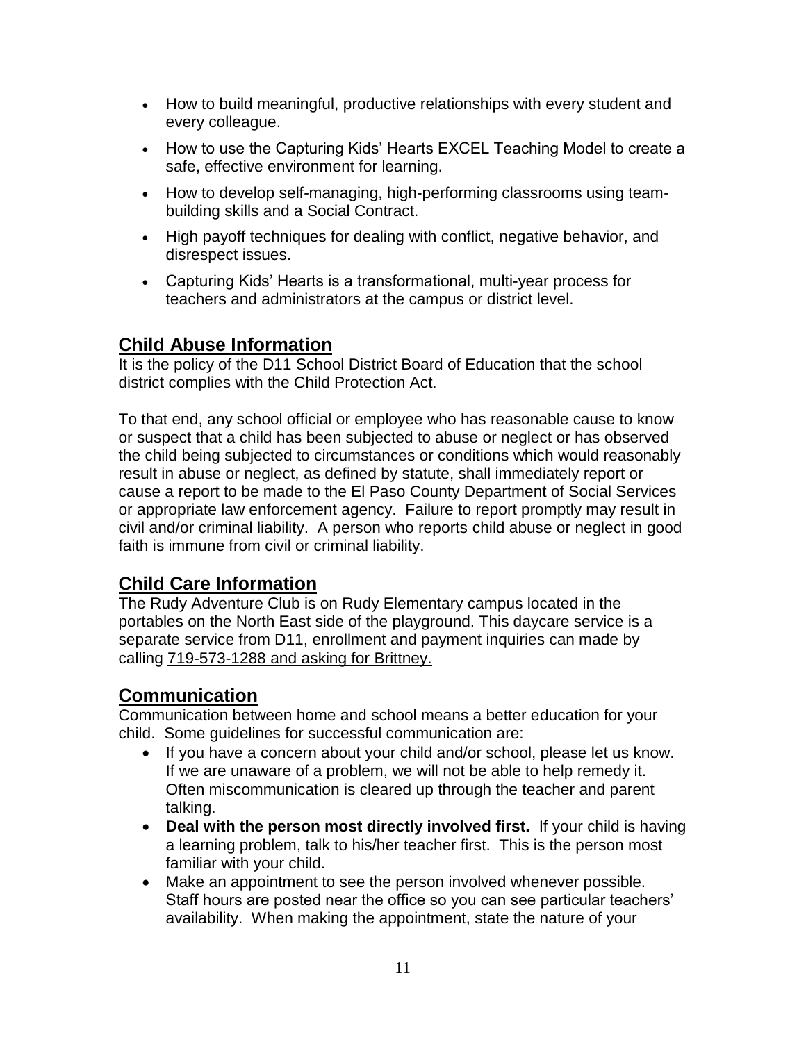- How to build meaningful, productive relationships with every student and every colleague.
- How to use the Capturing Kids' Hearts EXCEL Teaching Model to create a safe, effective environment for learning.
- How to develop self-managing, high-performing classrooms using team-building skills and a Social Contract.
- High payoff techniques for dealing with conflict, negative behavior, and disrespect issues.
- Capturing Kids' Hearts is a transformational, multi-year process for teachers and administrators at the campus or district level.

## Child Abuse Information

It is the policy of the D11 School District Board of Education that the school district complies with the Child Protection Act.

To that end, any school official or employee who has reasonable cause to know or suspect that a child has been subjected to abuse or neglect or has observed the child being subjected to circumstances or conditions which would reasonably result in abuse or neglect, as defined by statute, shall immediately report or cause a report to be made to the El Paso County Department of Social Services or appropriate law enforcement agency. Failure to report promptly may result in civil and/or criminal liability. A person who reports child abuse or neglect in good faith is immune from civil or criminal liability.

## Child Care Information

The Rudy Adventure Club is on Rudy Elementary campus located in the portables on the North East side of the playground. This daycare service is a separate service from D11, enrollment and payment inquiries can made by calling 719-573-1288 and asking for Brittney.

## Communication

Communication between home and school means a better education for your child. Some guidelines for successful communication are:

- If you have a concern about your child and/or school, please let us know. If we are unaware of a problem, we will not be able to help remedy it. Often miscommunication is cleared up through the teacher and parent talking.
- **Deal with the person most directly involved first.** If your child is having a learning problem, talk to his/her teacher first. This is the person most familiar with your child.
- Make an appointment to see the person involved whenever possible. Staff hours are posted near the office so you can see particular teachers' availability. When making the appointment, state the nature of your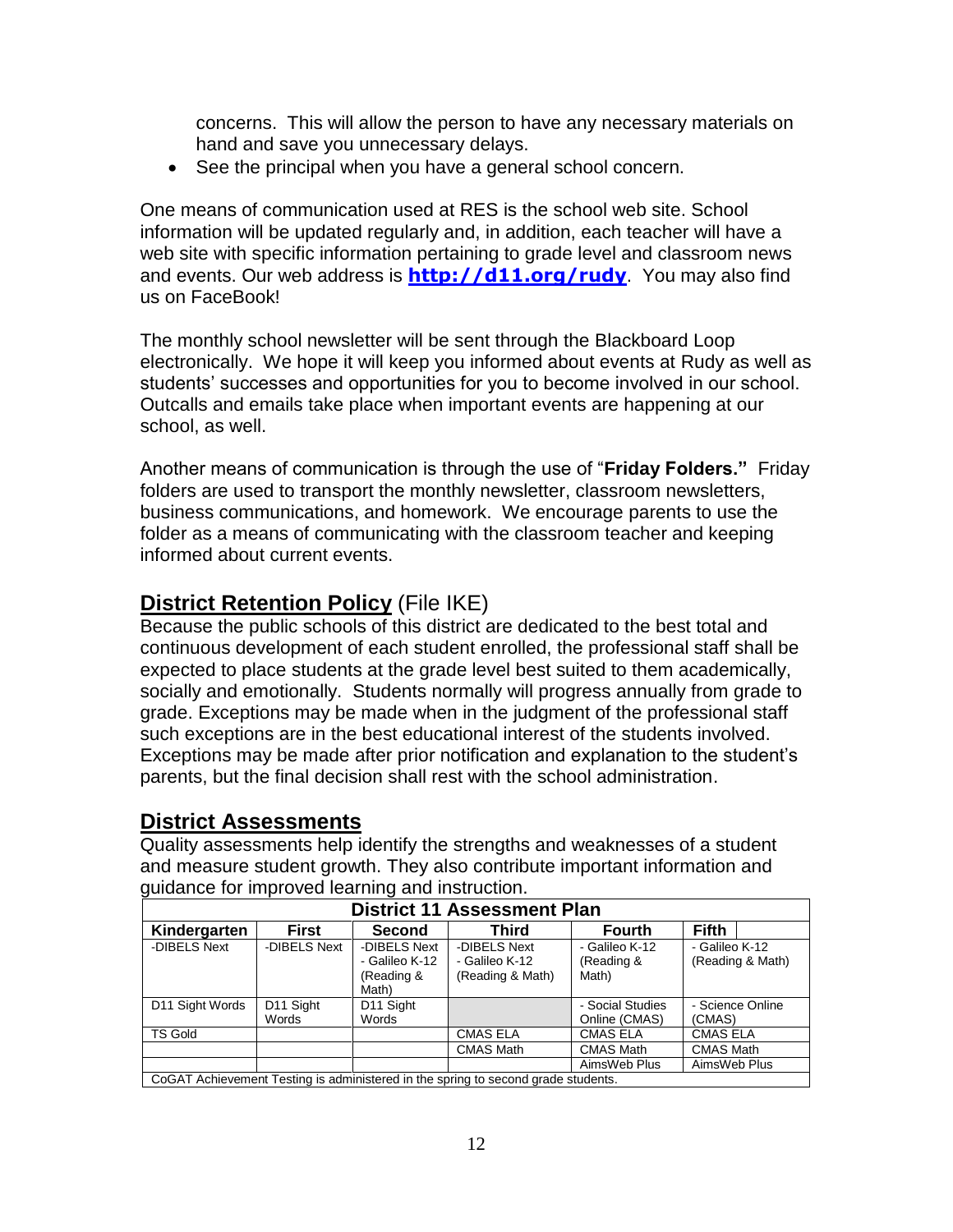concerns. This will allow the person to have any necessary materials on hand and save you unnecessary delays.

- See the principal when you have a general school concern.

One means of communication used at RES is the school web site. School information will be updated regularly and, in addition, each teacher will have a web site with specific information pertaining to grade level and classroom news and events. Our web address is **http://d11.org/rudy**. You may also find us on FaceBook!

The monthly school newsletter will be sent through the Blackboard Loop electronically. We hope it will keep you informed about events at Rudy as well as students' successes and opportunities for you to become involved in our school. Outcalls and emails take place when important events are happening at our school, as well.

Another means of communication is through the use of "**Friday Folders.**" Friday folders are used to transport the monthly newsletter, classroom newsletters, business communications, and homework. We encourage parents to use the folder as a means of communicating with the classroom teacher and keeping informed about current events.

## District Retention Policy (File IKE)

Because the public schools of this district are dedicated to the best total and continuous development of each student enrolled, the professional staff shall be expected to place students at the grade level best suited to them academically, socially and emotionally. Students normally will progress annually from grade to grade. Exceptions may be made when in the judgment of the professional staff such exceptions are in the best educational interest of the students involved. Exceptions may be made after prior notification and explanation to the student's parents, but the final decision shall rest with the school administration.

## District Assessments

Quality assessments help identify the strengths and weaknesses of a student and measure student growth. They also contribute important information and guidance for improved learning and instruction.

**District 11 Assessment Plan**

| Kindergarten | First | Second | Third | Fourth | Fifth |
|---|---|---|---|---|---|
| -DIBELS Next | -DIBELS Next | -DIBELS Next - Galileo K-12 (Reading & Math) | -DIBELS Next - Galileo K-12 (Reading & Math) | - Galileo K-12 (Reading & Math) | - Galileo K-12 (Reading & Math) |
| D11 Sight Words | D11 Sight Words | D11 Sight Words | | - Social Studies Online (CMAS) | - Science Online (CMAS) |
| TS Gold | | | CMAS ELA | CMAS ELA | CMAS ELA |
| | | | CMAS Math | CMAS Math | CMAS Math |
| | | | | AimsWeb Plus | AimsWeb Plus |
| CoGAT Achievement Testing is administered in the spring to second grade students. | | | | | |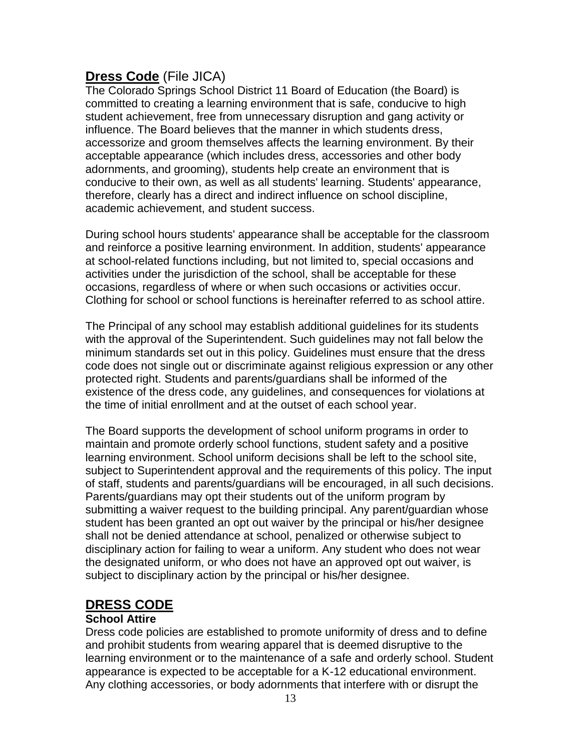## **Dress Code** (File JICA)

The Colorado Springs School District 11 Board of Education (the Board) is committed to creating a learning environment that is safe, conducive to high student achievement, free from unnecessary disruption and gang activity or influence. The Board believes that the manner in which students dress, accessorize and groom themselves affects the learning environment. By their acceptable appearance (which includes dress, accessories and other body adornments, and grooming), students help create an environment that is conducive to their own, as well as all students' learning. Students' appearance, therefore, clearly has a direct and indirect influence on school discipline, academic achievement, and student success.

During school hours students' appearance shall be acceptable for the classroom and reinforce a positive learning environment. In addition, students' appearance at school-related functions including, but not limited to, special occasions and activities under the jurisdiction of the school, shall be acceptable for these occasions, regardless of where or when such occasions or activities occur. Clothing for school or school functions is hereinafter referred to as school attire.

The Principal of any school may establish additional guidelines for its students with the approval of the Superintendent. Such guidelines may not fall below the minimum standards set out in this policy. Guidelines must ensure that the dress code does not single out or discriminate against religious expression or any other protected right. Students and parents/guardians shall be informed of the existence of the dress code, any guidelines, and consequences for violations at the time of initial enrollment and at the outset of each school year.

The Board supports the development of school uniform programs in order to maintain and promote orderly school functions, student safety and a positive learning environment. School uniform decisions shall be left to the school site, subject to Superintendent approval and the requirements of this policy. The input of staff, students and parents/guardians will be encouraged, in all such decisions. Parents/guardians may opt their students out of the uniform program by submitting a waiver request to the building principal. Any parent/guardian whose student has been granted an opt out waiver by the principal or his/her designee shall not be denied attendance at school, penalized or otherwise subject to disciplinary action for failing to wear a uniform. Any student who does not wear the designated uniform, or who does not have an approved opt out waiver, is subject to disciplinary action by the principal or his/her designee.

## **DRESS CODE**

### **School Attire**

Dress code policies are established to promote uniformity of dress and to define and prohibit students from wearing apparel that is deemed disruptive to the learning environment or to the maintenance of a safe and orderly school. Student appearance is expected to be acceptable for a K-12 educational environment. Any clothing accessories, or body adornments that interfere with or disrupt the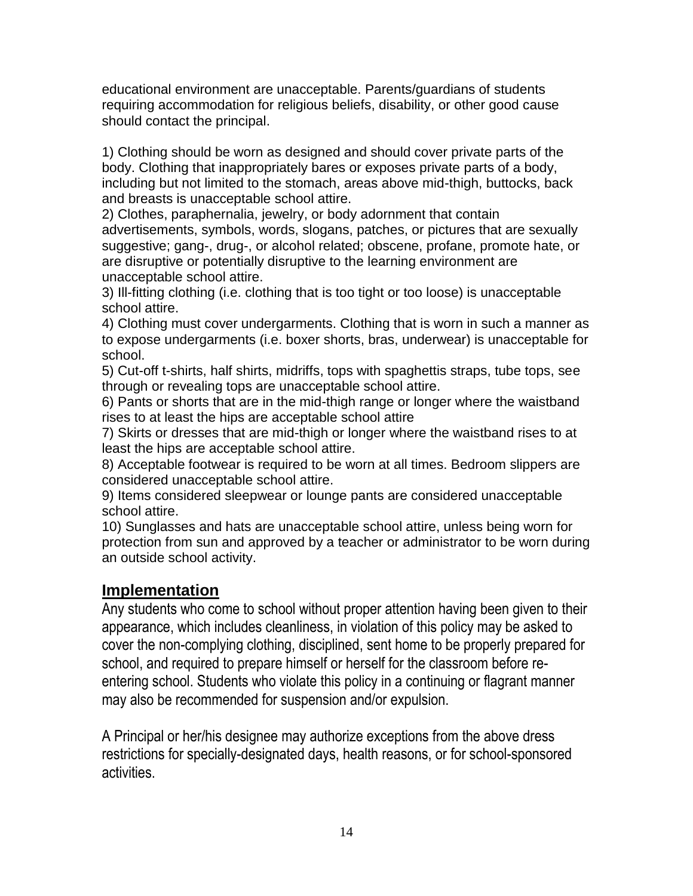educational environment are unacceptable. Parents/guardians of students requiring accommodation for religious beliefs, disability, or other good cause should contact the principal.

1) Clothing should be worn as designed and should cover private parts of the body. Clothing that inappropriately bares or exposes private parts of a body, including but not limited to the stomach, areas above mid-thigh, buttocks, back and breasts is unacceptable school attire.
2) Clothes, paraphernalia, jewelry, or body adornment that contain advertisements, symbols, words, slogans, patches, or pictures that are sexually suggestive; gang-, drug-, or alcohol related; obscene, profane, promote hate, or are disruptive or potentially disruptive to the learning environment are unacceptable school attire.
3) Ill-fitting clothing (i.e. clothing that is too tight or too loose) is unacceptable school attire.
4) Clothing must cover undergarments. Clothing that is worn in such a manner as to expose undergarments (i.e. boxer shorts, bras, underwear) is unacceptable for school.
5) Cut-off t-shirts, half shirts, midriffs, tops with spaghettis straps, tube tops, see through or revealing tops are unacceptable school attire.
6) Pants or shorts that are in the mid-thigh range or longer where the waistband rises to at least the hips are acceptable school attire
7) Skirts or dresses that are mid-thigh or longer where the waistband rises to at least the hips are acceptable school attire.
8) Acceptable footwear is required to be worn at all times. Bedroom slippers are considered unacceptable school attire.
9) Items considered sleepwear or lounge pants are considered unacceptable school attire.
10) Sunglasses and hats are unacceptable school attire, unless being worn for protection from sun and approved by a teacher or administrator to be worn during an outside school activity.

## Implementation

Any students who come to school without proper attention having been given to their appearance, which includes cleanliness, in violation of this policy may be asked to cover the non-complying clothing, disciplined, sent home to be properly prepared for school, and required to prepare himself or herself for the classroom before re-entering school. Students who violate this policy in a continuing or flagrant manner may also be recommended for suspension and/or expulsion.

A Principal or her/his designee may authorize exceptions from the above dress restrictions for specially-designated days, health reasons, or for school-sponsored activities.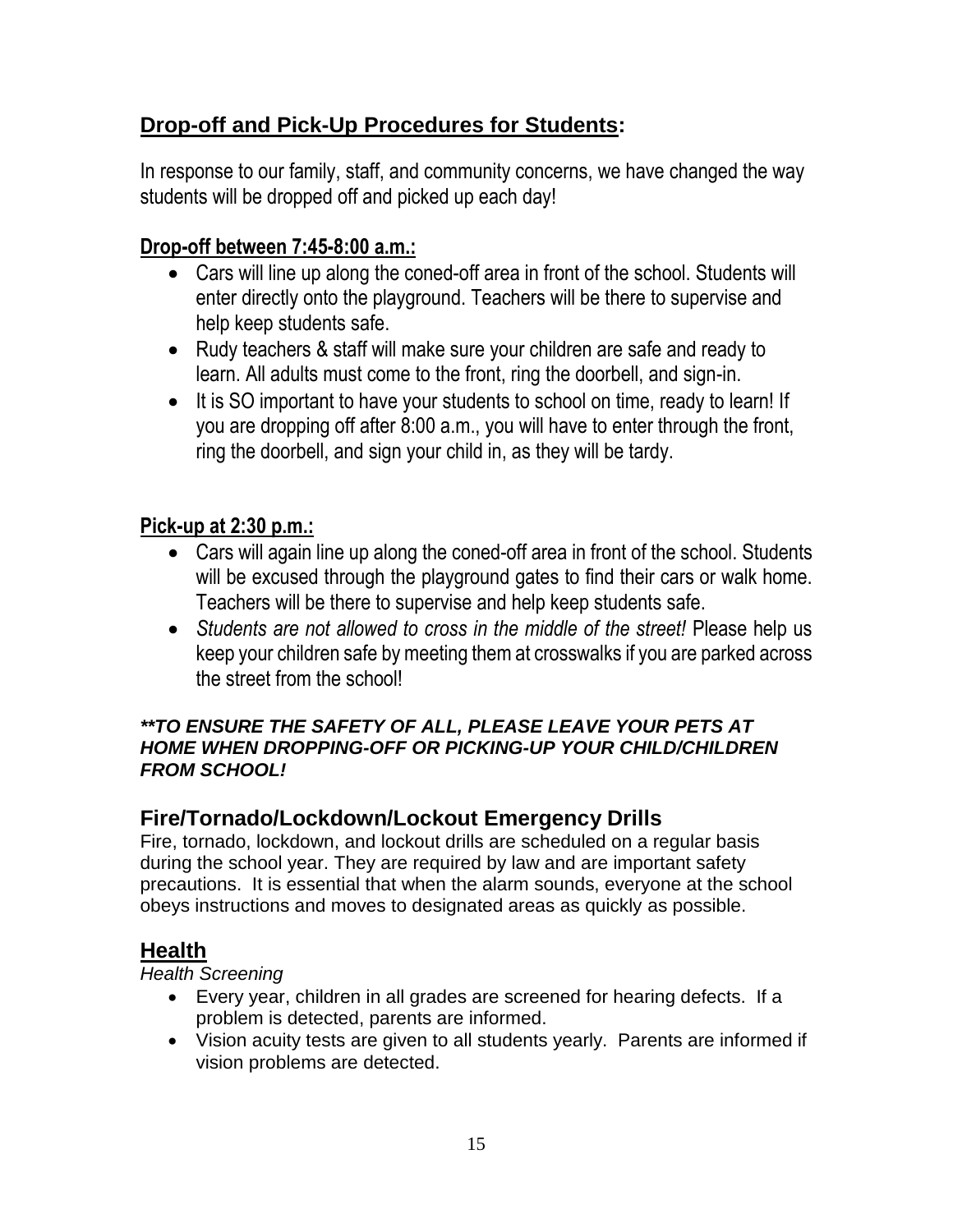## **Drop-off and Pick-Up Procedures for Students:**

In response to our family, staff, and community concerns, we have changed the way students will be dropped off and picked up each day!

### **Drop-off between 7:45-8:00 a.m.:**

- Cars will line up along the coned-off area in front of the school. Students will enter directly onto the playground. Teachers will be there to supervise and help keep students safe.
- Rudy teachers & staff will make sure your children are safe and ready to learn. All adults must come to the front, ring the doorbell, and sign-in.
- It is SO important to have your students to school on time, ready to learn! If you are dropping off after 8:00 a.m., you will have to enter through the front, ring the doorbell, and sign your child in, as they will be tardy.

### **Pick-up at 2:30 p.m.:**

- Cars will again line up along the coned-off area in front of the school. Students will be excused through the playground gates to find their cars or walk home. Teachers will be there to supervise and help keep students safe.
- *Students are not allowed to cross in the middle of the street!* Please help us keep your children safe by meeting them at crosswalks if you are parked across the street from the school!

***\*\*TO ENSURE THE SAFETY OF ALL, PLEASE LEAVE YOUR PETS AT HOME WHEN DROPPING-OFF OR PICKING-UP YOUR CHILD/CHILDREN FROM SCHOOL!***

## **Fire/Tornado/Lockdown/Lockout Emergency Drills**

Fire, tornado, lockdown, and lockout drills are scheduled on a regular basis during the school year. They are required by law and are important safety precautions. It is essential that when the alarm sounds, everyone at the school obeys instructions and moves to designated areas as quickly as possible.

## **Health**

*Health Screening*

- Every year, children in all grades are screened for hearing defects. If a problem is detected, parents are informed.
- Vision acuity tests are given to all students yearly. Parents are informed if vision problems are detected.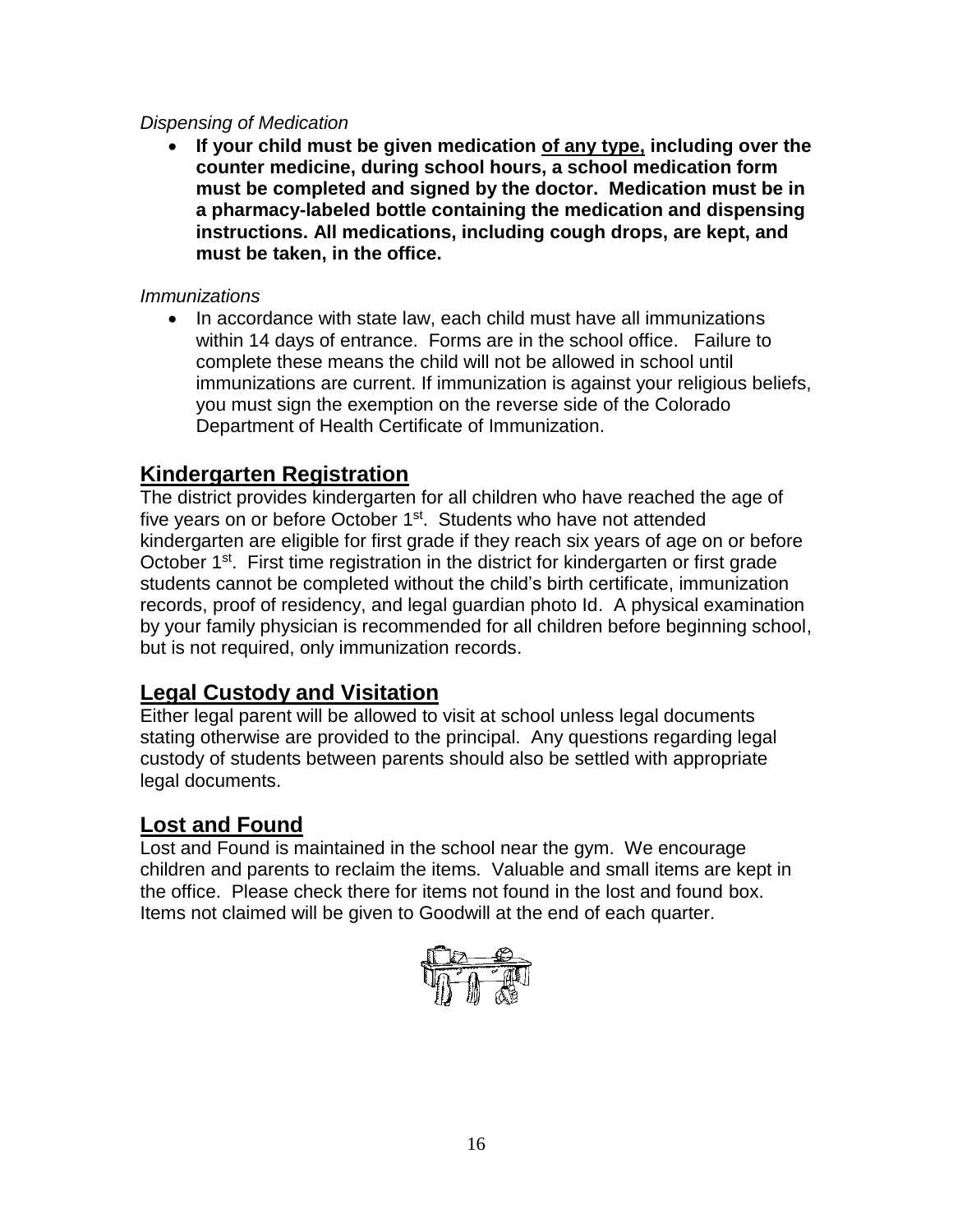*Dispensing of Medication*

- **If your child must be given medication <u>of any type,</u> including over the counter medicine, during school hours, a school medication form must be completed and signed by the doctor. Medication must be in a pharmacy-labeled bottle containing the medication and dispensing instructions. All medications, including cough drops, are kept, and must be taken, in the office.**

*Immunizations*

- In accordance with state law, each child must have all immunizations within 14 days of entrance. Forms are in the school office. Failure to complete these means the child will not be allowed in school until immunizations are current. If immunization is against your religious beliefs, you must sign the exemption on the reverse side of the Colorado Department of Health Certificate of Immunization.

## Kindergarten Registration

The district provides kindergarten for all children who have reached the age of five years on or before October 1st. Students who have not attended kindergarten are eligible for first grade if they reach six years of age on or before October 1st. First time registration in the district for kindergarten or first grade students cannot be completed without the child's birth certificate, immunization records, proof of residency, and legal guardian photo Id. A physical examination by your family physician is recommended for all children before beginning school, but is not required, only immunization records.

## Legal Custody and Visitation

Either legal parent will be allowed to visit at school unless legal documents stating otherwise are provided to the principal. Any questions regarding legal custody of students between parents should also be settled with appropriate legal documents.

## Lost and Found

Lost and Found is maintained in the school near the gym. We encourage children and parents to reclaim the items. Valuable and small items are kept in the office. Please check there for items not found in the lost and found box. Items not claimed will be given to Goodwill at the end of each quarter.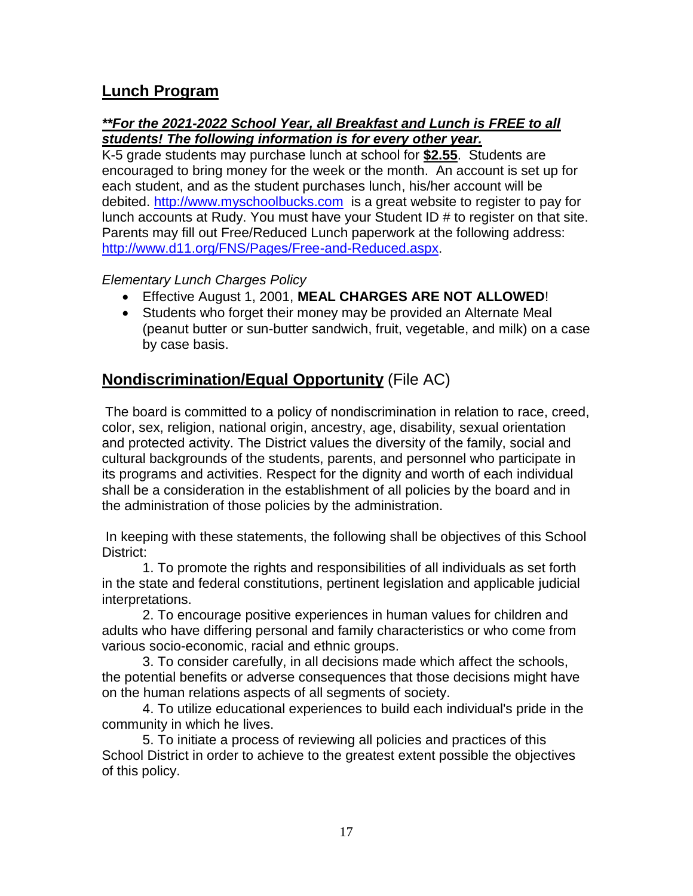## Lunch Program

***For the 2021-2022 School Year, all Breakfast and Lunch is FREE to all students! The following information is for every other year.**

K-5 grade students may purchase lunch at school for **$2.55**. Students are encouraged to bring money for the week or the month. An account is set up for each student, and as the student purchases lunch, his/her account will be debited. http://www.myschoolbucks.com is a great website to register to pay for lunch accounts at Rudy. You must have your Student ID # to register on that site. Parents may fill out Free/Reduced Lunch paperwork at the following address: http://www.d11.org/FNS/Pages/Free-and-Reduced.aspx.

*Elementary Lunch Charges Policy*

- Effective August 1, 2001, **MEAL CHARGES ARE NOT ALLOWED**!
- Students who forget their money may be provided an Alternate Meal (peanut butter or sun-butter sandwich, fruit, vegetable, and milk) on a case by case basis.

## Nondiscrimination/Equal Opportunity (File AC)

The board is committed to a policy of nondiscrimination in relation to race, creed, color, sex, religion, national origin, ancestry, age, disability, sexual orientation and protected activity. The District values the diversity of the family, social and cultural backgrounds of the students, parents, and personnel who participate in its programs and activities. Respect for the dignity and worth of each individual shall be a consideration in the establishment of all policies by the board and in the administration of those policies by the administration.

In keeping with these statements, the following shall be objectives of this School District:

1. To promote the rights and responsibilities of all individuals as set forth in the state and federal constitutions, pertinent legislation and applicable judicial interpretations.
2. To encourage positive experiences in human values for children and adults who have differing personal and family characteristics or who come from various socio-economic, racial and ethnic groups.
3. To consider carefully, in all decisions made which affect the schools, the potential benefits or adverse consequences that those decisions might have on the human relations aspects of all segments of society.
4. To utilize educational experiences to build each individual's pride in the community in which he lives.
5. To initiate a process of reviewing all policies and practices of this School District in order to achieve to the greatest extent possible the objectives of this policy.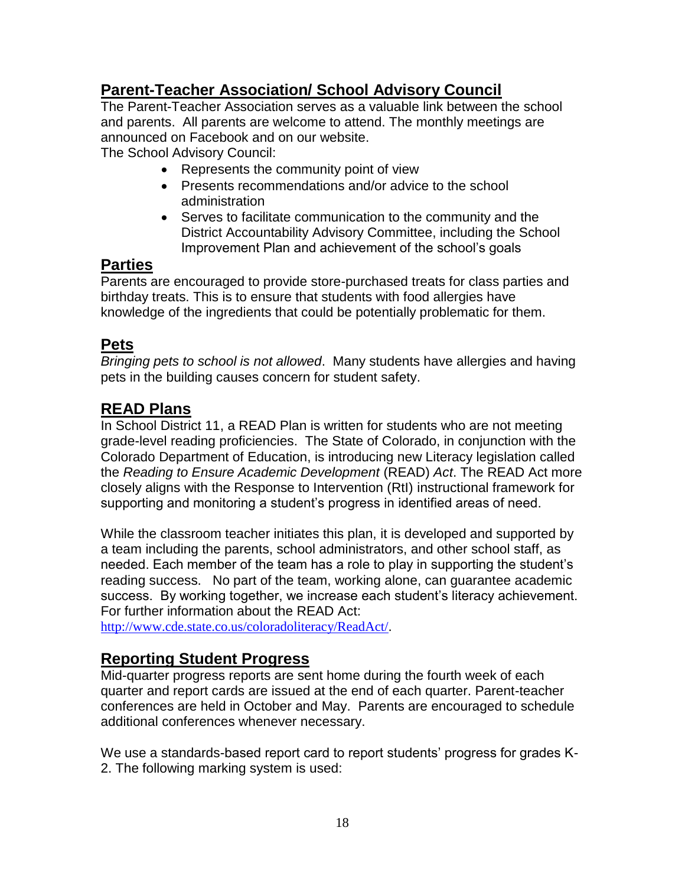## Parent-Teacher Association/ School Advisory Council

The Parent-Teacher Association serves as a valuable link between the school and parents. All parents are welcome to attend. The monthly meetings are announced on Facebook and on our website.

The School Advisory Council:

- Represents the community point of view
- Presents recommendations and/or advice to the school administration
- Serves to facilitate communication to the community and the District Accountability Advisory Committee, including the School Improvement Plan and achievement of the school's goals

## Parties

Parents are encouraged to provide store-purchased treats for class parties and birthday treats. This is to ensure that students with food allergies have knowledge of the ingredients that could be potentially problematic for them.

## Pets

*Bringing pets to school is not allowed*. Many students have allergies and having pets in the building causes concern for student safety.

## READ Plans

In School District 11, a READ Plan is written for students who are not meeting grade-level reading proficiencies. The State of Colorado, in conjunction with the Colorado Department of Education, is introducing new Literacy legislation called the *Reading to Ensure Academic Development* (READ) *Act*. The READ Act more closely aligns with the Response to Intervention (RtI) instructional framework for supporting and monitoring a student's progress in identified areas of need.

While the classroom teacher initiates this plan, it is developed and supported by a team including the parents, school administrators, and other school staff, as needed. Each member of the team has a role to play in supporting the student's reading success. No part of the team, working alone, can guarantee academic success. By working together, we increase each student's literacy achievement. For further information about the READ Act:
http://www.cde.state.co.us/coloradoliteracy/ReadAct/.

## Reporting Student Progress

Mid-quarter progress reports are sent home during the fourth week of each quarter and report cards are issued at the end of each quarter. Parent-teacher conferences are held in October and May. Parents are encouraged to schedule additional conferences whenever necessary.

We use a standards-based report card to report students' progress for grades K-2. The following marking system is used: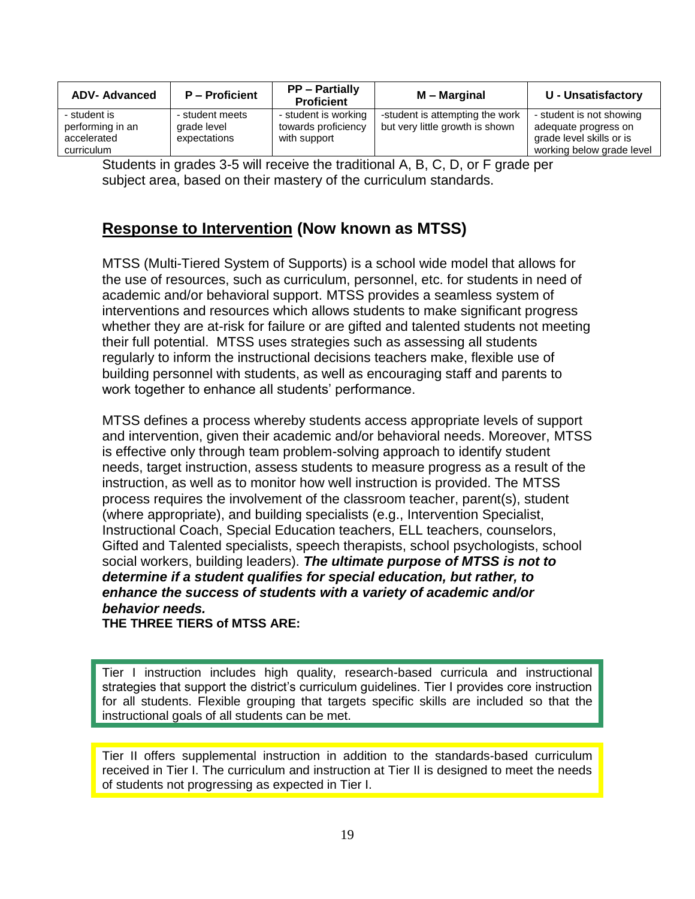| ADV- Advanced | P – Proficient | PP – Partially Proficient | M – Marginal | U - Unsatisfactory |
|---|---|---|---|---|
| - student is performing in an accelerated curriculum | - student meets grade level expectations | - student is working towards proficiency with support | -student is attempting the work but very little growth is shown | - student is not showing adequate progress on grade level skills or is working below grade level |

Students in grades 3-5 will receive the traditional A, B, C, D, or F grade per subject area, based on their mastery of the curriculum standards.

## Response to Intervention (Now known as MTSS)

MTSS (Multi-Tiered System of Supports) is a school wide model that allows for the use of resources, such as curriculum, personnel, etc. for students in need of academic and/or behavioral support. MTSS provides a seamless system of interventions and resources which allows students to make significant progress whether they are at-risk for failure or are gifted and talented students not meeting their full potential. MTSS uses strategies such as assessing all students regularly to inform the instructional decisions teachers make, flexible use of building personnel with students, as well as encouraging staff and parents to work together to enhance all students' performance.

MTSS defines a process whereby students access appropriate levels of support and intervention, given their academic and/or behavioral needs. Moreover, MTSS is effective only through team problem-solving approach to identify student needs, target instruction, assess students to measure progress as a result of the instruction, as well as to monitor how well instruction is provided. The MTSS process requires the involvement of the classroom teacher, parent(s), student (where appropriate), and building specialists (e.g., Intervention Specialist, Instructional Coach, Special Education teachers, ELL teachers, counselors, Gifted and Talented specialists, speech therapists, school psychologists, school social workers, building leaders). ***The ultimate purpose of MTSS is not to determine if a student qualifies for special education, but rather, to enhance the success of students with a variety of academic and/or behavior needs.***

**THE THREE TIERS of MTSS ARE:**

Tier I instruction includes high quality, research-based curricula and instructional strategies that support the district's curriculum guidelines. Tier I provides core instruction for all students. Flexible grouping that targets specific skills are included so that the instructional goals of all students can be met.

Tier II offers supplemental instruction in addition to the standards-based curriculum received in Tier I. The curriculum and instruction at Tier II is designed to meet the needs of students not progressing as expected in Tier I.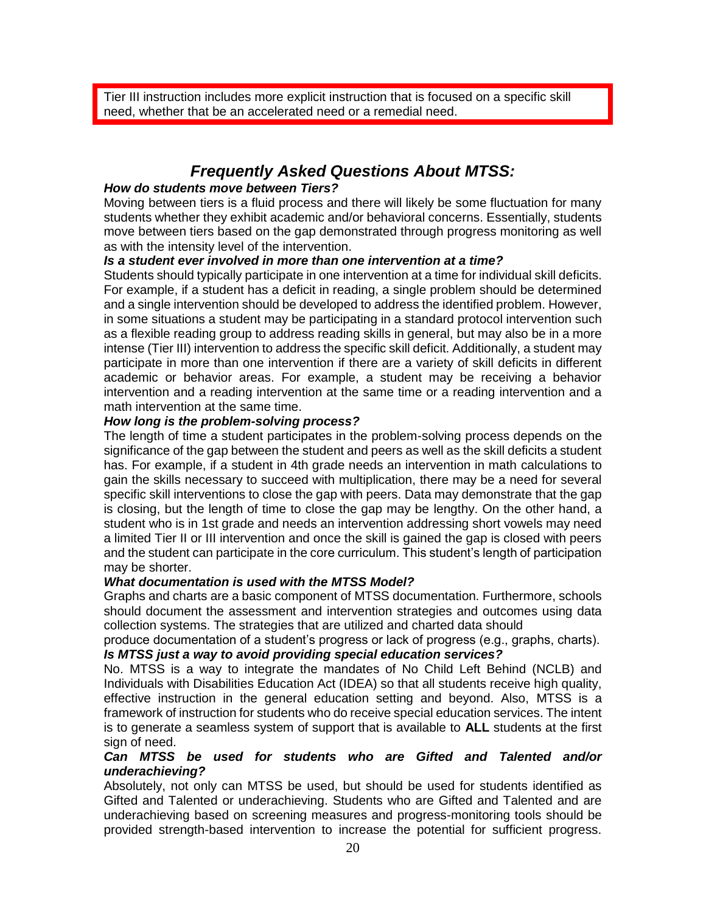Tier III instruction includes more explicit instruction that is focused on a specific skill need, whether that be an accelerated need or a remedial need.

## *Frequently Asked Questions About MTSS:*

***How do students move between Tiers?***

Moving between tiers is a fluid process and there will likely be some fluctuation for many students whether they exhibit academic and/or behavioral concerns. Essentially, students move between tiers based on the gap demonstrated through progress monitoring as well as with the intensity level of the intervention.

***Is a student ever involved in more than one intervention at a time?***

Students should typically participate in one intervention at a time for individual skill deficits. For example, if a student has a deficit in reading, a single problem should be determined and a single intervention should be developed to address the identified problem. However, in some situations a student may be participating in a standard protocol intervention such as a flexible reading group to address reading skills in general, but may also be in a more intense (Tier III) intervention to address the specific skill deficit. Additionally, a student may participate in more than one intervention if there are a variety of skill deficits in different academic or behavior areas. For example, a student may be receiving a behavior intervention and a reading intervention at the same time or a reading intervention and a math intervention at the same time.

***How long is the problem-solving process?***

The length of time a student participates in the problem-solving process depends on the significance of the gap between the student and peers as well as the skill deficits a student has. For example, if a student in 4th grade needs an intervention in math calculations to gain the skills necessary to succeed with multiplication, there may be a need for several specific skill interventions to close the gap with peers. Data may demonstrate that the gap is closing, but the length of time to close the gap may be lengthy. On the other hand, a student who is in 1st grade and needs an intervention addressing short vowels may need a limited Tier II or III intervention and once the skill is gained the gap is closed with peers and the student can participate in the core curriculum. This student's length of participation may be shorter.

***What documentation is used with the MTSS Model?***

Graphs and charts are a basic component of MTSS documentation. Furthermore, schools should document the assessment and intervention strategies and outcomes using data collection systems. The strategies that are utilized and charted data should produce documentation of a student's progress or lack of progress (e.g., graphs, charts).

***Is MTSS just a way to avoid providing special education services?***

No. MTSS is a way to integrate the mandates of No Child Left Behind (NCLB) and Individuals with Disabilities Education Act (IDEA) so that all students receive high quality, effective instruction in the general education setting and beyond. Also, MTSS is a framework of instruction for students who do receive special education services. The intent is to generate a seamless system of support that is available to **ALL** students at the first sign of need.

***Can MTSS be used for students who are Gifted and Talented and/or underachieving?***

Absolutely, not only can MTSS be used, but should be used for students identified as Gifted and Talented or underachieving. Students who are Gifted and Talented and are underachieving based on screening measures and progress-monitoring tools should be provided strength-based intervention to increase the potential for sufficient progress.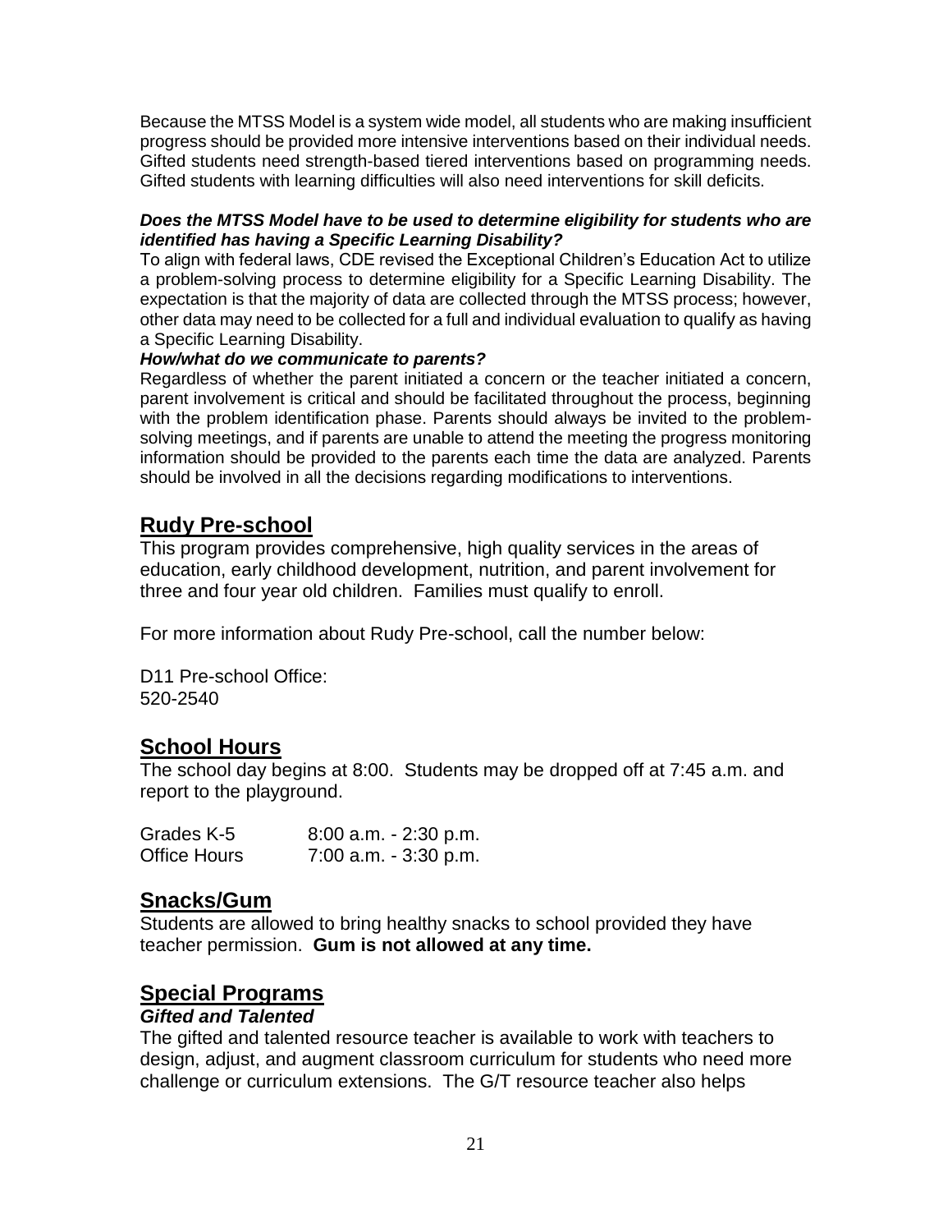Because the MTSS Model is a system wide model, all students who are making insufficient progress should be provided more intensive interventions based on their individual needs. Gifted students need strength-based tiered interventions based on programming needs. Gifted students with learning difficulties will also need interventions for skill deficits.

***Does the MTSS Model have to be used to determine eligibility for students who are identified has having a Specific Learning Disability?***

To align with federal laws, CDE revised the Exceptional Children's Education Act to utilize a problem-solving process to determine eligibility for a Specific Learning Disability. The expectation is that the majority of data are collected through the MTSS process; however, other data may need to be collected for a full and individual evaluation to qualify as having a Specific Learning Disability.

***How/what do we communicate to parents?***

Regardless of whether the parent initiated a concern or the teacher initiated a concern, parent involvement is critical and should be facilitated throughout the process, beginning with the problem identification phase. Parents should always be invited to the problem-solving meetings, and if parents are unable to attend the meeting the progress monitoring information should be provided to the parents each time the data are analyzed. Parents should be involved in all the decisions regarding modifications to interventions.

## Rudy Pre-school

This program provides comprehensive, high quality services in the areas of education, early childhood development, nutrition, and parent involvement for three and four year old children. Families must qualify to enroll.

For more information about Rudy Pre-school, call the number below:

D11 Pre-school Office:
520-2540

## School Hours

The school day begins at 8:00. Students may be dropped off at 7:45 a.m. and report to the playground.

| | |
|---|---|
| Grades K-5 | 8:00 a.m. - 2:30 p.m. |
| Office Hours | 7:00 a.m. - 3:30 p.m. |

## Snacks/Gum

Students are allowed to bring healthy snacks to school provided they have teacher permission. **Gum is not allowed at any time.**

## Special Programs

***Gifted and Talented***

The gifted and talented resource teacher is available to work with teachers to design, adjust, and augment classroom curriculum for students who need more challenge or curriculum extensions. The G/T resource teacher also helps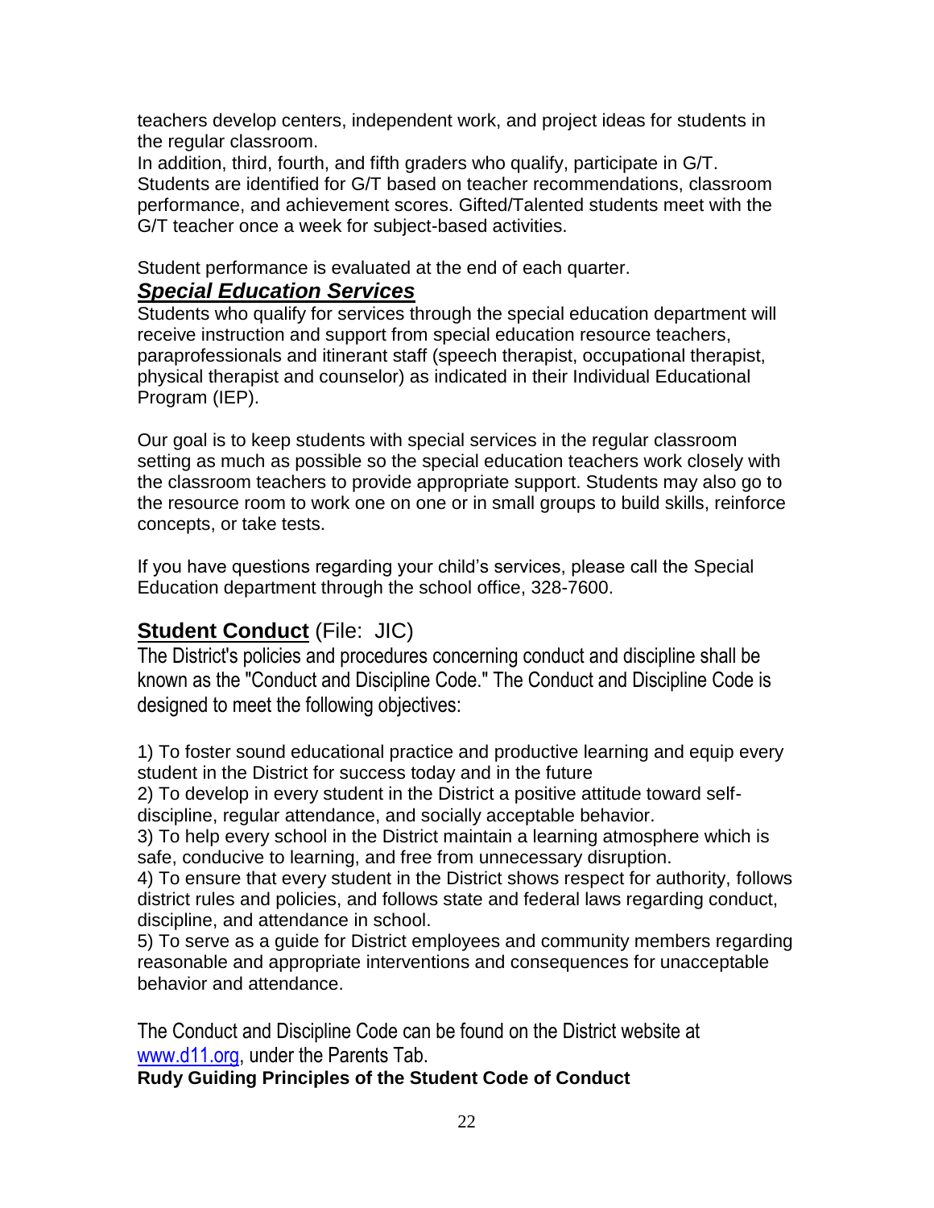teachers develop centers, independent work, and project ideas for students in the regular classroom.
In addition, third, fourth, and fifth graders who qualify, participate in G/T. Students are identified for G/T based on teacher recommendations, classroom performance, and achievement scores. Gifted/Talented students meet with the G/T teacher once a week for subject-based activities.

Student performance is evaluated at the end of each quarter.

### ***Special Education Services***

Students who qualify for services through the special education department will receive instruction and support from special education resource teachers, paraprofessionals and itinerant staff (speech therapist, occupational therapist, physical therapist and counselor) as indicated in their Individual Educational Program (IEP).

Our goal is to keep students with special services in the regular classroom setting as much as possible so the special education teachers work closely with the classroom teachers to provide appropriate support. Students may also go to the resource room to work one on one or in small groups to build skills, reinforce concepts, or take tests.

If you have questions regarding your child's services, please call the Special Education department through the school office, 328-7600.

## **Student Conduct** (File: JIC)

The District's policies and procedures concerning conduct and discipline shall be known as the "Conduct and Discipline Code." The Conduct and Discipline Code is designed to meet the following objectives:

1) To foster sound educational practice and productive learning and equip every student in the District for success today and in the future
2) To develop in every student in the District a positive attitude toward self-discipline, regular attendance, and socially acceptable behavior.
3) To help every school in the District maintain a learning atmosphere which is safe, conducive to learning, and free from unnecessary disruption.
4) To ensure that every student in the District shows respect for authority, follows district rules and policies, and follows state and federal laws regarding conduct, discipline, and attendance in school.
5) To serve as a guide for District employees and community members regarding reasonable and appropriate interventions and consequences for unacceptable behavior and attendance.

The Conduct and Discipline Code can be found on the District website at www.d11.org, under the Parents Tab.

**Rudy Guiding Principles of the Student Code of Conduct**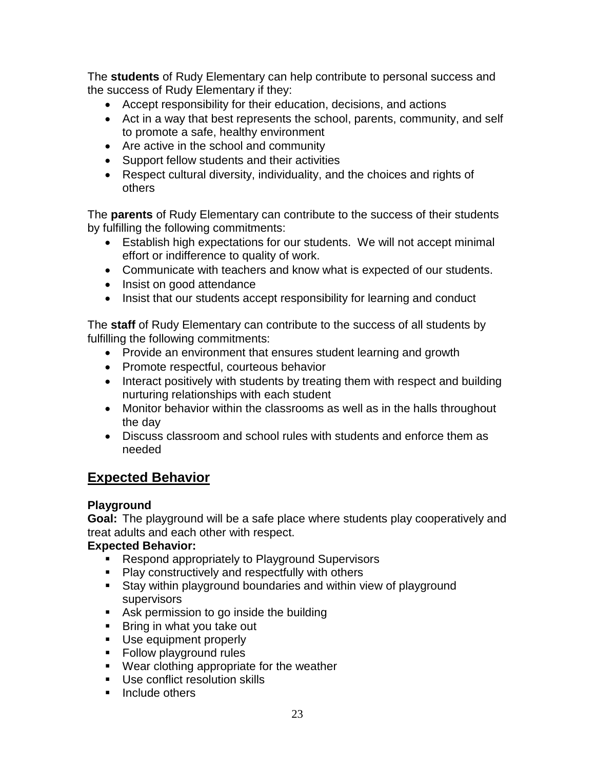The **students** of Rudy Elementary can help contribute to personal success and the success of Rudy Elementary if they:

- Accept responsibility for their education, decisions, and actions
- Act in a way that best represents the school, parents, community, and self to promote a safe, healthy environment
- Are active in the school and community
- Support fellow students and their activities
- Respect cultural diversity, individuality, and the choices and rights of others

The **parents** of Rudy Elementary can contribute to the success of their students by fulfilling the following commitments:

- Establish high expectations for our students. We will not accept minimal effort or indifference to quality of work.
- Communicate with teachers and know what is expected of our students.
- Insist on good attendance
- Insist that our students accept responsibility for learning and conduct

The **staff** of Rudy Elementary can contribute to the success of all students by fulfilling the following commitments:

- Provide an environment that ensures student learning and growth
- Promote respectful, courteous behavior
- Interact positively with students by treating them with respect and building nurturing relationships with each student
- Monitor behavior within the classrooms as well as in the halls throughout the day
- Discuss classroom and school rules with students and enforce them as needed

## Expected Behavior

**Playground**

**Goal:** The playground will be a safe place where students play cooperatively and treat adults and each other with respect.

**Expected Behavior:**

- Respond appropriately to Playground Supervisors
- Play constructively and respectfully with others
- Stay within playground boundaries and within view of playground supervisors
- Ask permission to go inside the building
- Bring in what you take out
- Use equipment properly
- Follow playground rules
- Wear clothing appropriate for the weather
- Use conflict resolution skills
- Include others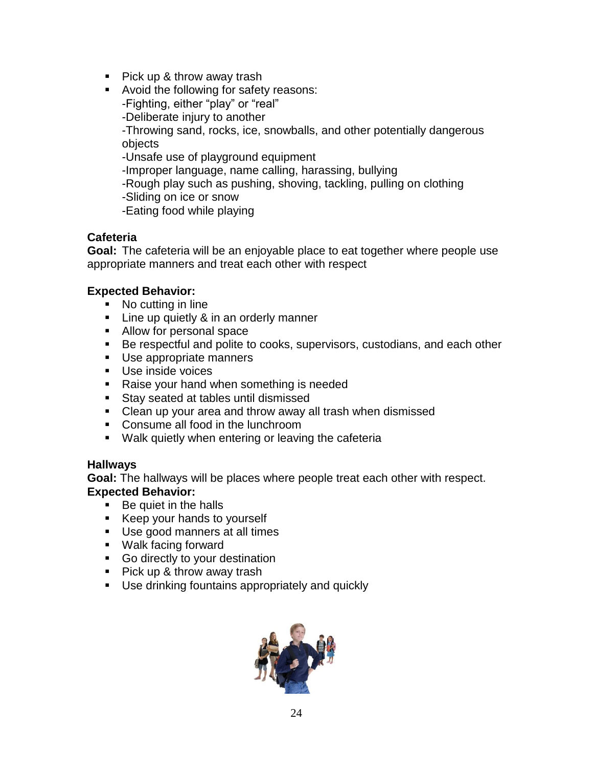- Pick up & throw away trash
- Avoid the following for safety reasons:
  -Fighting, either "play" or "real"
  -Deliberate injury to another
  -Throwing sand, rocks, ice, snowballs, and other potentially dangerous objects
  -Unsafe use of playground equipment
  -Improper language, name calling, harassing, bullying
  -Rough play such as pushing, shoving, tackling, pulling on clothing
  -Sliding on ice or snow
  -Eating food while playing

**Cafeteria**
**Goal:** The cafeteria will be an enjoyable place to eat together where people use appropriate manners and treat each other with respect

**Expected Behavior:**

- No cutting in line
- Line up quietly & in an orderly manner
- Allow for personal space
- Be respectful and polite to cooks, supervisors, custodians, and each other
- Use appropriate manners
- Use inside voices
- Raise your hand when something is needed
- Stay seated at tables until dismissed
- Clean up your area and throw away all trash when dismissed
- Consume all food in the lunchroom
- Walk quietly when entering or leaving the cafeteria

**Hallways**
**Goal:** The hallways will be places where people treat each other with respect.
**Expected Behavior:**

- Be quiet in the halls
- Keep your hands to yourself
- Use good manners at all times
- Walk facing forward
- Go directly to your destination
- Pick up & throw away trash
- Use drinking fountains appropriately and quickly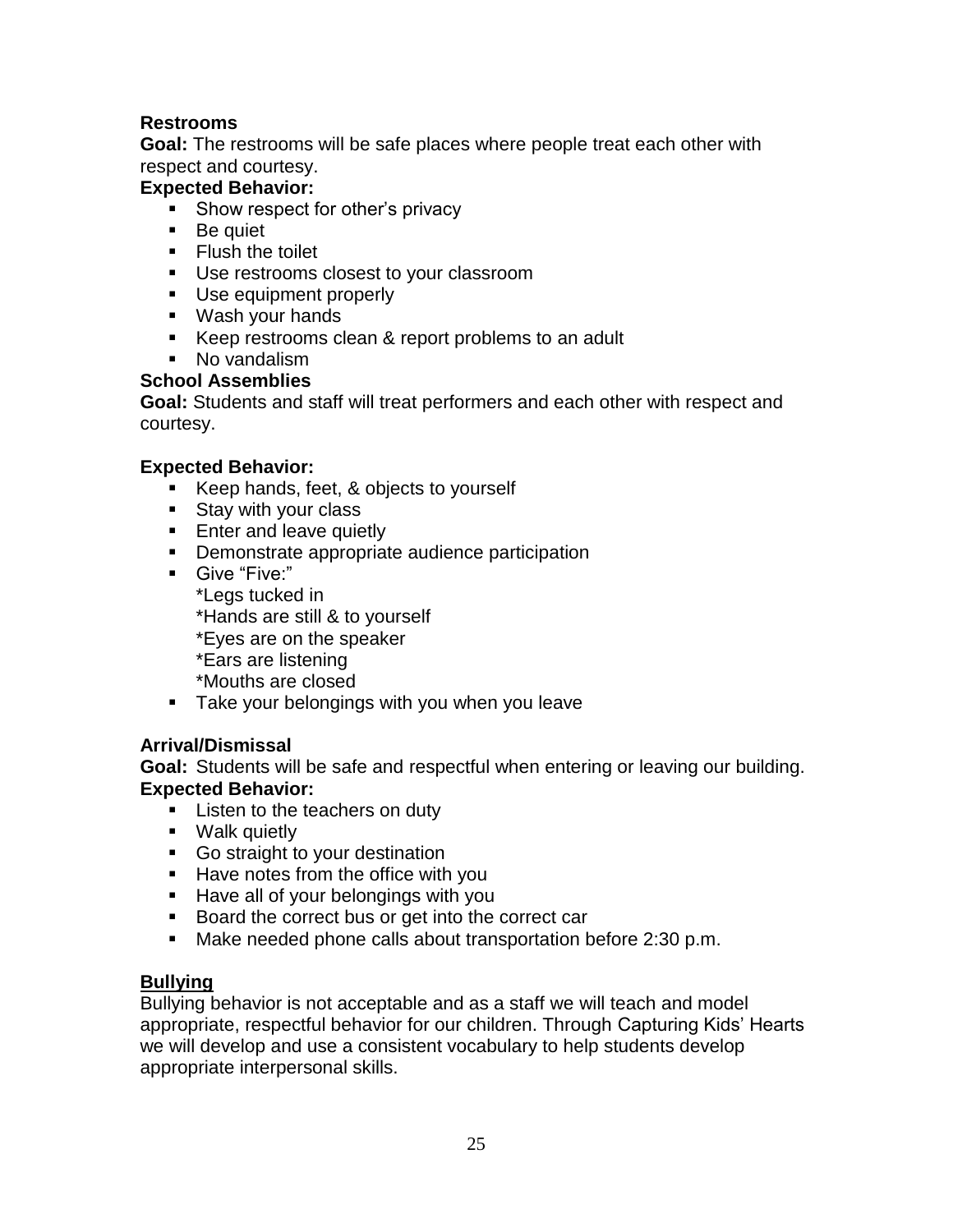**Restrooms**

**Goal:** The restrooms will be safe places where people treat each other with respect and courtesy.

**Expected Behavior:**

- Show respect for other's privacy
- Be quiet
- Flush the toilet
- Use restrooms closest to your classroom
- Use equipment properly
- Wash your hands
- Keep restrooms clean & report problems to an adult
- No vandalism

**School Assemblies**

**Goal:** Students and staff will treat performers and each other with respect and courtesy.

**Expected Behavior:**

- Keep hands, feet, & objects to yourself
- Stay with your class
- Enter and leave quietly
- Demonstrate appropriate audience participation
- Give "Five:"
  *Legs tucked in
  *Hands are still & to yourself
  *Eyes are on the speaker
  *Ears are listening
  *Mouths are closed
- Take your belongings with you when you leave

**Arrival/Dismissal**

**Goal:** Students will be safe and respectful when entering or leaving our building.

**Expected Behavior:**

- Listen to the teachers on duty
- Walk quietly
- Go straight to your destination
- Have notes from the office with you
- Have all of your belongings with you
- Board the correct bus or get into the correct car
- Make needed phone calls about transportation before 2:30 p.m.

**Bullying**

Bullying behavior is not acceptable and as a staff we will teach and model appropriate, respectful behavior for our children. Through Capturing Kids' Hearts we will develop and use a consistent vocabulary to help students develop appropriate interpersonal skills.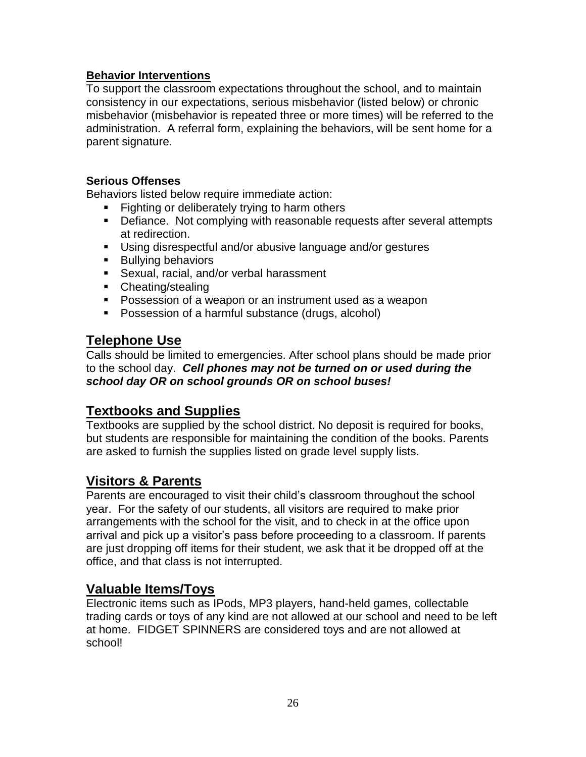### Behavior Interventions

To support the classroom expectations throughout the school, and to maintain consistency in our expectations, serious misbehavior (listed below) or chronic misbehavior (misbehavior is repeated three or more times) will be referred to the administration. A referral form, explaining the behaviors, will be sent home for a parent signature.

**Serious Offenses**

Behaviors listed below require immediate action:

- Fighting or deliberately trying to harm others
- Defiance. Not complying with reasonable requests after several attempts at redirection.
- Using disrespectful and/or abusive language and/or gestures
- Bullying behaviors
- Sexual, racial, and/or verbal harassment
- Cheating/stealing
- Possession of a weapon or an instrument used as a weapon
- Possession of a harmful substance (drugs, alcohol)

## Telephone Use

Calls should be limited to emergencies. After school plans should be made prior to the school day. ***Cell phones may not be turned on or used during the school day OR on school grounds OR on school buses!***

## Textbooks and Supplies

Textbooks are supplied by the school district. No deposit is required for books, but students are responsible for maintaining the condition of the books. Parents are asked to furnish the supplies listed on grade level supply lists.

## Visitors & Parents

Parents are encouraged to visit their child's classroom throughout the school year. For the safety of our students, all visitors are required to make prior arrangements with the school for the visit, and to check in at the office upon arrival and pick up a visitor's pass before proceeding to a classroom. If parents are just dropping off items for their student, we ask that it be dropped off at the office, and that class is not interrupted.

## Valuable Items/Toys

Electronic items such as IPods, MP3 players, hand-held games, collectable trading cards or toys of any kind are not allowed at our school and need to be left at home. FIDGET SPINNERS are considered toys and are not allowed at school!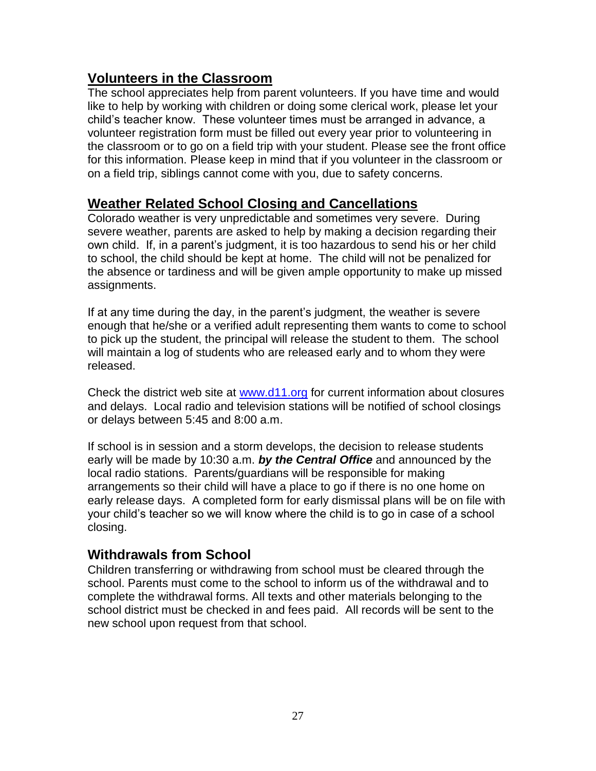## Volunteers in the Classroom

The school appreciates help from parent volunteers. If you have time and would like to help by working with children or doing some clerical work, please let your child's teacher know. These volunteer times must be arranged in advance, a volunteer registration form must be filled out every year prior to volunteering in the classroom or to go on a field trip with your student. Please see the front office for this information. Please keep in mind that if you volunteer in the classroom or on a field trip, siblings cannot come with you, due to safety concerns.

## Weather Related School Closing and Cancellations

Colorado weather is very unpredictable and sometimes very severe. During severe weather, parents are asked to help by making a decision regarding their own child. If, in a parent's judgment, it is too hazardous to send his or her child to school, the child should be kept at home. The child will not be penalized for the absence or tardiness and will be given ample opportunity to make up missed assignments.

If at any time during the day, in the parent's judgment, the weather is severe enough that he/she or a verified adult representing them wants to come to school to pick up the student, the principal will release the student to them. The school will maintain a log of students who are released early and to whom they were released.

Check the district web site at [www.d11.org](http://www.d11.org) for current information about closures and delays. Local radio and television stations will be notified of school closings or delays between 5:45 and 8:00 a.m.

If school is in session and a storm develops, the decision to release students early will be made by 10:30 a.m. ***by the Central Office*** and announced by the local radio stations. Parents/guardians will be responsible for making arrangements so their child will have a place to go if there is no one home on early release days. A completed form for early dismissal plans will be on file with your child's teacher so we will know where the child is to go in case of a school closing.

## Withdrawals from School

Children transferring or withdrawing from school must be cleared through the school. Parents must come to the school to inform us of the withdrawal and to complete the withdrawal forms. All texts and other materials belonging to the school district must be checked in and fees paid. All records will be sent to the new school upon request from that school.